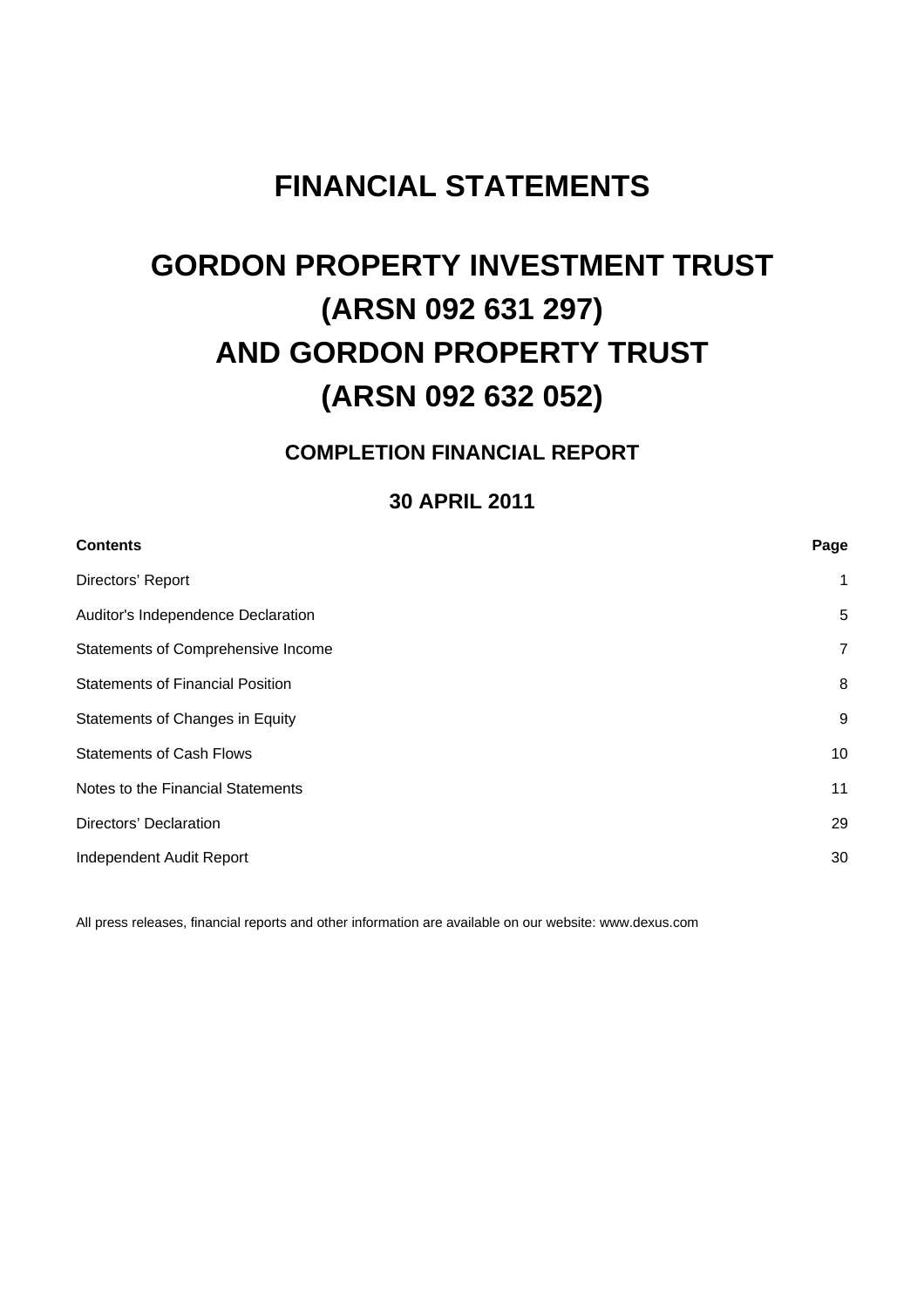# FINANCIAL STATEMENTS

# GORDON PROPERTY INVESTMENT TRUST
# (ARSN 092 631 297)
# AND GORDON PROPERTY TRUST
# (ARSN 092 632 052)

## COMPLETION FINANCIAL REPORT

## 30 APRIL 2011

| **Contents** | **Page** |
|---|---|
| Directors' Report | 1 |
| Auditor's Independence Declaration | 5 |
| Statements of Comprehensive Income | 7 |
| Statements of Financial Position | 8 |
| Statements of Changes in Equity | 9 |
| Statements of Cash Flows | 10 |
| Notes to the Financial Statements | 11 |
| Directors' Declaration | 29 |
| Independent Audit Report | 30 |

All press releases, financial reports and other information are available on our website: www.dexus.com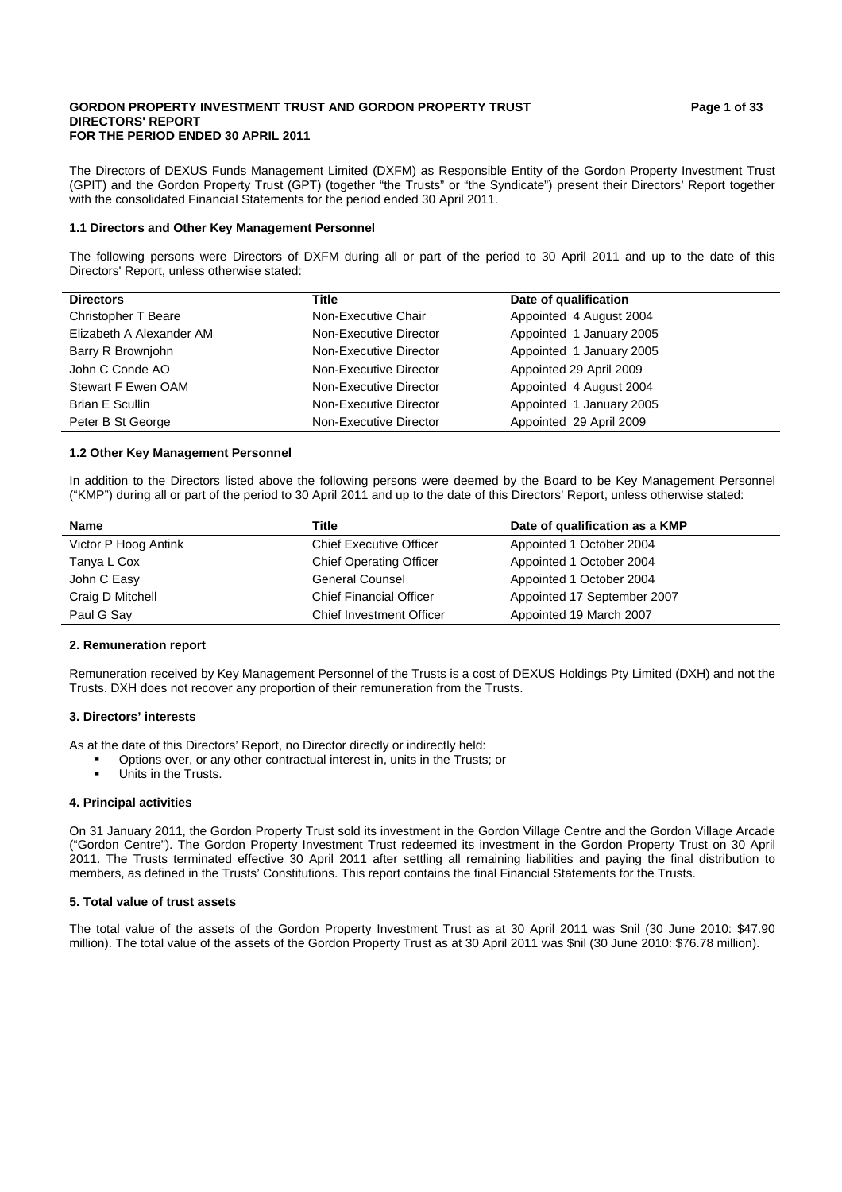**GORDON PROPERTY INVESTMENT TRUST AND GORDON PROPERTY TRUST**
**DIRECTORS' REPORT**
**FOR THE PERIOD ENDED 30 APRIL 2011**

The Directors of DEXUS Funds Management Limited (DXFM) as Responsible Entity of the Gordon Property Investment Trust (GPIT) and the Gordon Property Trust (GPT) (together "the Trusts" or "the Syndicate") present their Directors' Report together with the consolidated Financial Statements for the period ended 30 April 2011.

#### 1.1 Directors and Other Key Management Personnel

The following persons were Directors of DXFM during all or part of the period to 30 April 2011 and up to the date of this Directors' Report, unless otherwise stated:

| Directors | Title | Date of qualification |
|---|---|---|
| Christopher T Beare | Non-Executive Chair | Appointed 4 August 2004 |
| Elizabeth A Alexander AM | Non-Executive Director | Appointed 1 January 2005 |
| Barry R Brownjohn | Non-Executive Director | Appointed 1 January 2005 |
| John C Conde AO | Non-Executive Director | Appointed 29 April 2009 |
| Stewart F Ewen OAM | Non-Executive Director | Appointed 4 August 2004 |
| Brian E Scullin | Non-Executive Director | Appointed 1 January 2005 |
| Peter B St George | Non-Executive Director | Appointed 29 April 2009 |

#### 1.2 Other Key Management Personnel

In addition to the Directors listed above the following persons were deemed by the Board to be Key Management Personnel ("KMP") during all or part of the period to 30 April 2011 and up to the date of this Directors' Report, unless otherwise stated:

| Name | Title | Date of qualification as a KMP |
|---|---|---|
| Victor P Hoog Antink | Chief Executive Officer | Appointed 1 October 2004 |
| Tanya L Cox | Chief Operating Officer | Appointed 1 October 2004 |
| John C Easy | General Counsel | Appointed 1 October 2004 |
| Craig D Mitchell | Chief Financial Officer | Appointed 17 September 2007 |
| Paul G Say | Chief Investment Officer | Appointed 19 March 2007 |

#### 2. Remuneration report

Remuneration received by Key Management Personnel of the Trusts is a cost of DEXUS Holdings Pty Limited (DXH) and not the Trusts. DXH does not recover any proportion of their remuneration from the Trusts.

#### 3. Directors' interests

As at the date of this Directors' Report, no Director directly or indirectly held:

- Options over, or any other contractual interest in, units in the Trusts; or
- Units in the Trusts.

#### 4. Principal activities

On 31 January 2011, the Gordon Property Trust sold its investment in the Gordon Village Centre and the Gordon Village Arcade ("Gordon Centre"). The Gordon Property Investment Trust redeemed its investment in the Gordon Property Trust on 30 April 2011. The Trusts terminated effective 30 April 2011 after settling all remaining liabilities and paying the final distribution to members, as defined in the Trusts' Constitutions. This report contains the final Financial Statements for the Trusts.

#### 5. Total value of trust assets

The total value of the assets of the Gordon Property Investment Trust as at 30 April 2011 was $nil (30 June 2010: $47.90 million). The total value of the assets of the Gordon Property Trust as at 30 April 2011 was $nil (30 June 2010: $76.78 million).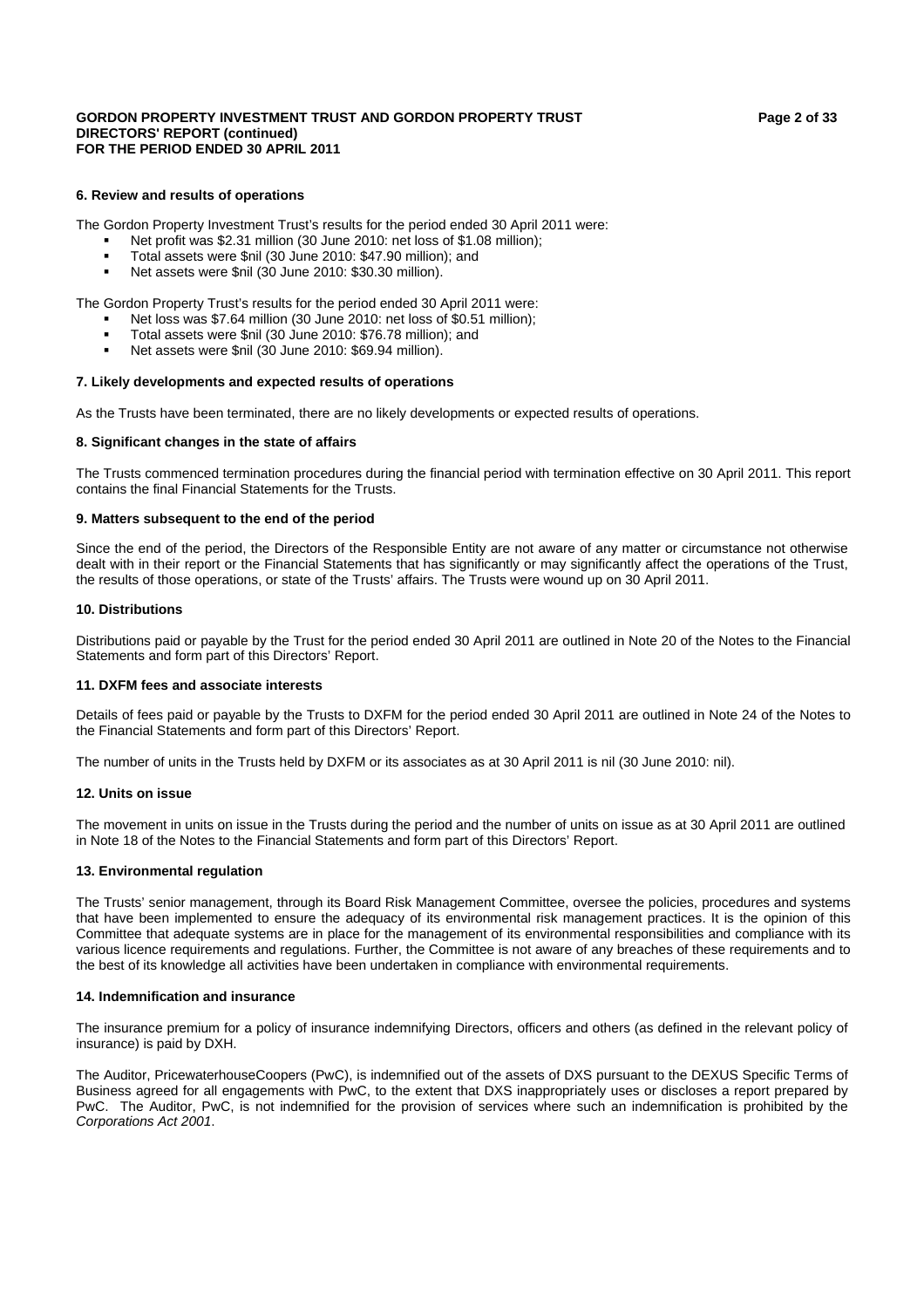### 6. Review and results of operations

The Gordon Property Investment Trust's results for the period ended 30 April 2011 were:

- Net profit was $2.31 million (30 June 2010: net loss of $1.08 million);
- Total assets were $nil (30 June 2010: $47.90 million); and
- Net assets were $nil (30 June 2010: $30.30 million).

The Gordon Property Trust's results for the period ended 30 April 2011 were:

- Net loss was $7.64 million (30 June 2010: net loss of $0.51 million);
- Total assets were $nil (30 June 2010: $76.78 million); and
- Net assets were $nil (30 June 2010: $69.94 million).

### 7. Likely developments and expected results of operations

As the Trusts have been terminated, there are no likely developments or expected results of operations.

### 8. Significant changes in the state of affairs

The Trusts commenced termination procedures during the financial period with termination effective on 30 April 2011. This report contains the final Financial Statements for the Trusts.

### 9. Matters subsequent to the end of the period

Since the end of the period, the Directors of the Responsible Entity are not aware of any matter or circumstance not otherwise dealt with in their report or the Financial Statements that has significantly or may significantly affect the operations of the Trust, the results of those operations, or state of the Trusts' affairs. The Trusts were wound up on 30 April 2011.

### 10. Distributions

Distributions paid or payable by the Trust for the period ended 30 April 2011 are outlined in Note 20 of the Notes to the Financial Statements and form part of this Directors' Report.

### 11. DXFM fees and associate interests

Details of fees paid or payable by the Trusts to DXFM for the period ended 30 April 2011 are outlined in Note 24 of the Notes to the Financial Statements and form part of this Directors' Report.

The number of units in the Trusts held by DXFM or its associates as at 30 April 2011 is nil (30 June 2010: nil).

### 12. Units on issue

The movement in units on issue in the Trusts during the period and the number of units on issue as at 30 April 2011 are outlined in Note 18 of the Notes to the Financial Statements and form part of this Directors' Report.

### 13. Environmental regulation

The Trusts' senior management, through its Board Risk Management Committee, oversee the policies, procedures and systems that have been implemented to ensure the adequacy of its environmental risk management practices. It is the opinion of this Committee that adequate systems are in place for the management of its environmental responsibilities and compliance with its various licence requirements and regulations. Further, the Committee is not aware of any breaches of these requirements and to the best of its knowledge all activities have been undertaken in compliance with environmental requirements.

### 14. Indemnification and insurance

The insurance premium for a policy of insurance indemnifying Directors, officers and others (as defined in the relevant policy of insurance) is paid by DXH.

The Auditor, PricewaterhouseCoopers (PwC), is indemnified out of the assets of DXS pursuant to the DEXUS Specific Terms of Business agreed for all engagements with PwC, to the extent that DXS inappropriately uses or discloses a report prepared by PwC. The Auditor, PwC, is not indemnified for the provision of services where such an indemnification is prohibited by the *Corporations Act 2001*.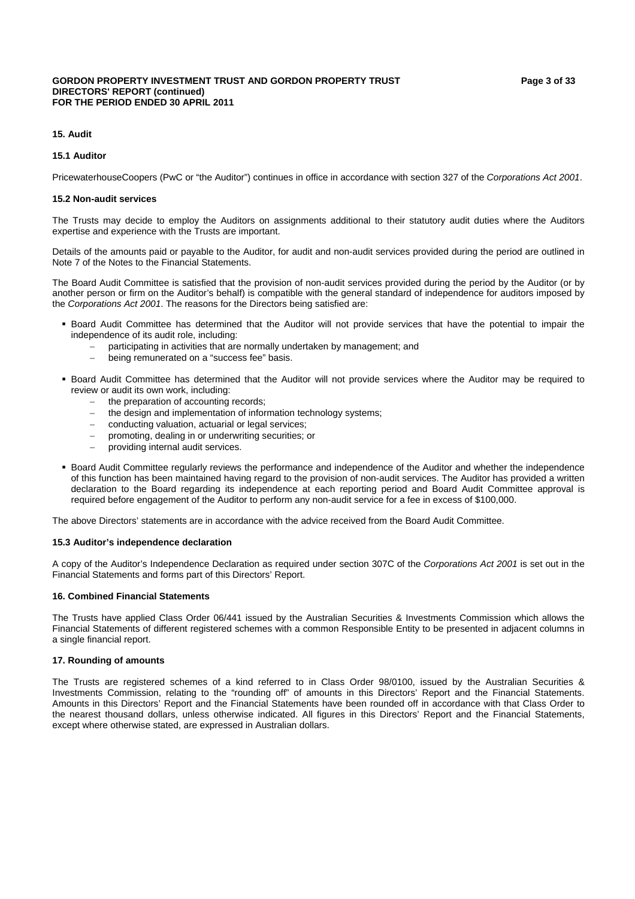### 15. Audit

#### 15.1 Auditor

PricewaterhouseCoopers (PwC or "the Auditor") continues in office in accordance with section 327 of the *Corporations Act 2001*.

#### 15.2 Non-audit services

The Trusts may decide to employ the Auditors on assignments additional to their statutory audit duties where the Auditors expertise and experience with the Trusts are important.

Details of the amounts paid or payable to the Auditor, for audit and non-audit services provided during the period are outlined in Note 7 of the Notes to the Financial Statements.

The Board Audit Committee is satisfied that the provision of non-audit services provided during the period by the Auditor (or by another person or firm on the Auditor's behalf) is compatible with the general standard of independence for auditors imposed by the *Corporations Act 2001*. The reasons for the Directors being satisfied are:

- Board Audit Committee has determined that the Auditor will not provide services that have the potential to impair the independence of its audit role, including:
  - participating in activities that are normally undertaken by management; and
  - being remunerated on a "success fee" basis.
- Board Audit Committee has determined that the Auditor will not provide services where the Auditor may be required to review or audit its own work, including:
  - the preparation of accounting records;
  - the design and implementation of information technology systems;
  - conducting valuation, actuarial or legal services;
  - promoting, dealing in or underwriting securities; or
  - providing internal audit services.
- Board Audit Committee regularly reviews the performance and independence of the Auditor and whether the independence of this function has been maintained having regard to the provision of non-audit services. The Auditor has provided a written declaration to the Board regarding its independence at each reporting period and Board Audit Committee approval is required before engagement of the Auditor to perform any non-audit service for a fee in excess of $100,000.

The above Directors' statements are in accordance with the advice received from the Board Audit Committee.

#### 15.3 Auditor's independence declaration

A copy of the Auditor's Independence Declaration as required under section 307C of the *Corporations Act 2001* is set out in the Financial Statements and forms part of this Directors' Report.

### 16. Combined Financial Statements

The Trusts have applied Class Order 06/441 issued by the Australian Securities & Investments Commission which allows the Financial Statements of different registered schemes with a common Responsible Entity to be presented in adjacent columns in a single financial report.

### 17. Rounding of amounts

The Trusts are registered schemes of a kind referred to in Class Order 98/0100, issued by the Australian Securities & Investments Commission, relating to the "rounding off" of amounts in this Directors' Report and the Financial Statements. Amounts in this Directors' Report and the Financial Statements have been rounded off in accordance with that Class Order to the nearest thousand dollars, unless otherwise indicated. All figures in this Directors' Report and the Financial Statements, except where otherwise stated, are expressed in Australian dollars.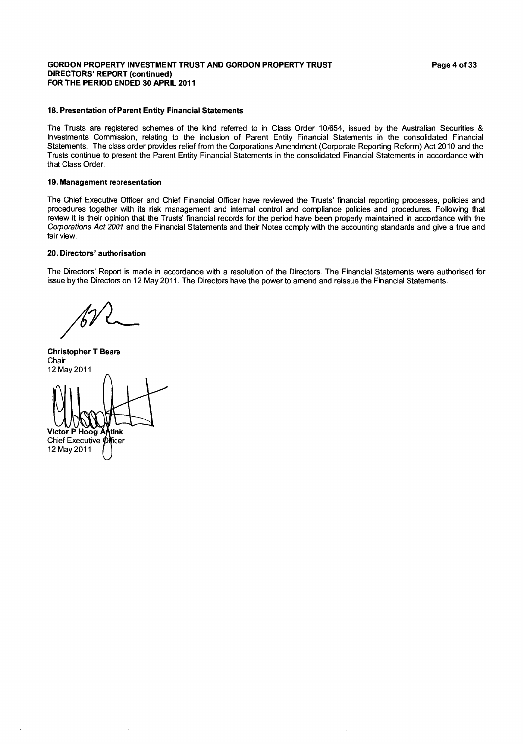### 18. Presentation of Parent Entity Financial Statements

The Trusts are registered schemes of the kind referred to in Class Order 10/654, issued by the Australian Securities & Investments Commission, relating to the inclusion of Parent Entity Financial Statements in the consolidated Financial Statements. The class order provides relief from the Corporations Amendment (Corporate Reporting Reform) Act 2010 and the Trusts continue to present the Parent Entity Financial Statements in the consolidated Financial Statements in accordance with that Class Order.

### 19. Management representation

The Chief Executive Officer and Chief Financial Officer have reviewed the Trusts' financial reporting processes, policies and procedures together with its risk management and internal control and compliance policies and procedures. Following that review it is their opinion that the Trusts' financial records for the period have been properly maintained in accordance with the *Corporations Act 2001* and the Financial Statements and their Notes comply with the accounting standards and give a true and fair view.

### 20. Directors' authorisation

The Directors' Report is made in accordance with a resolution of the Directors. The Financial Statements were authorised for issue by the Directors on 12 May 2011. The Directors have the power to amend and reissue the Financial Statements.

**Christopher T Beare**
Chair
12 May 2011

**Victor P Hoog Antink**
Chief Executive Officer
12 May 2011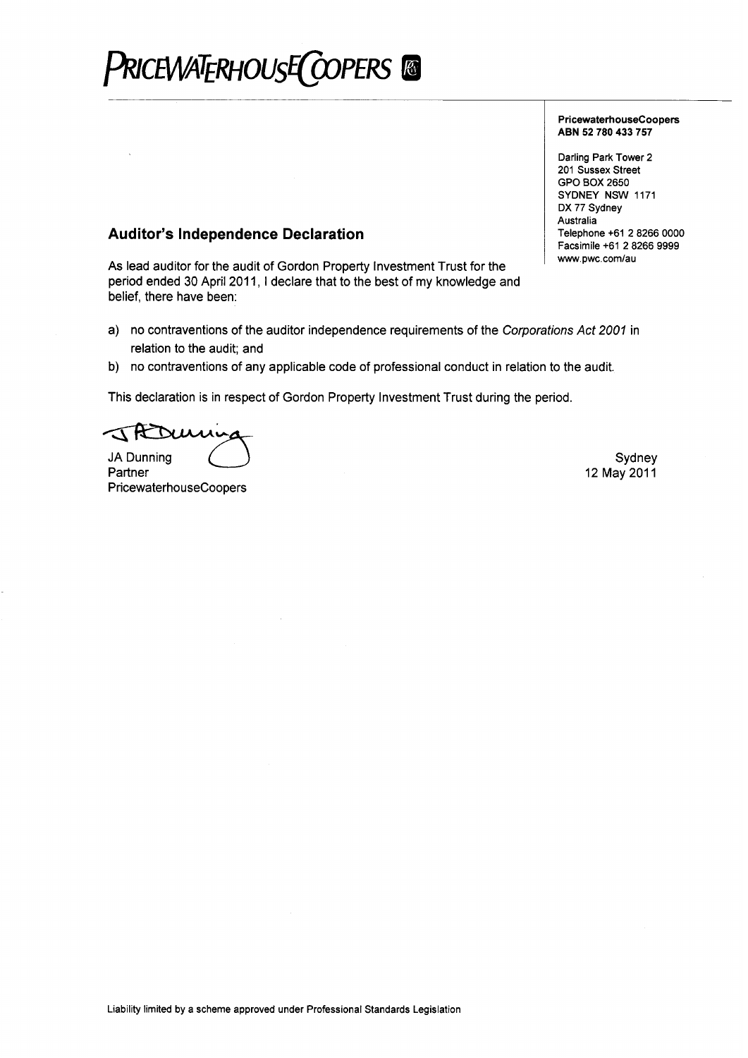PRICEWATERHOUSECOOPERS

**PricewaterhouseCoopers**
**ABN 52 780 433 757**

Darling Park Tower 2
201 Sussex Street
GPO BOX 2650
SYDNEY NSW 1171
DX 77 Sydney
Australia
Telephone +61 2 8266 0000
Facsimile +61 2 8266 9999
www.pwc.com/au

## Auditor's Independence Declaration

As lead auditor for the audit of Gordon Property Investment Trust for the period ended 30 April 2011, I declare that to the best of my knowledge and belief, there have been:

a) no contraventions of the auditor independence requirements of the *Corporations Act 2001* in relation to the audit; and

b) no contraventions of any applicable code of professional conduct in relation to the audit.

This declaration is in respect of Gordon Property Investment Trust during the period.

JA Dunning
Partner
PricewaterhouseCoopers

Sydney
12 May 2011

Liability limited by a scheme approved under Professional Standards Legislation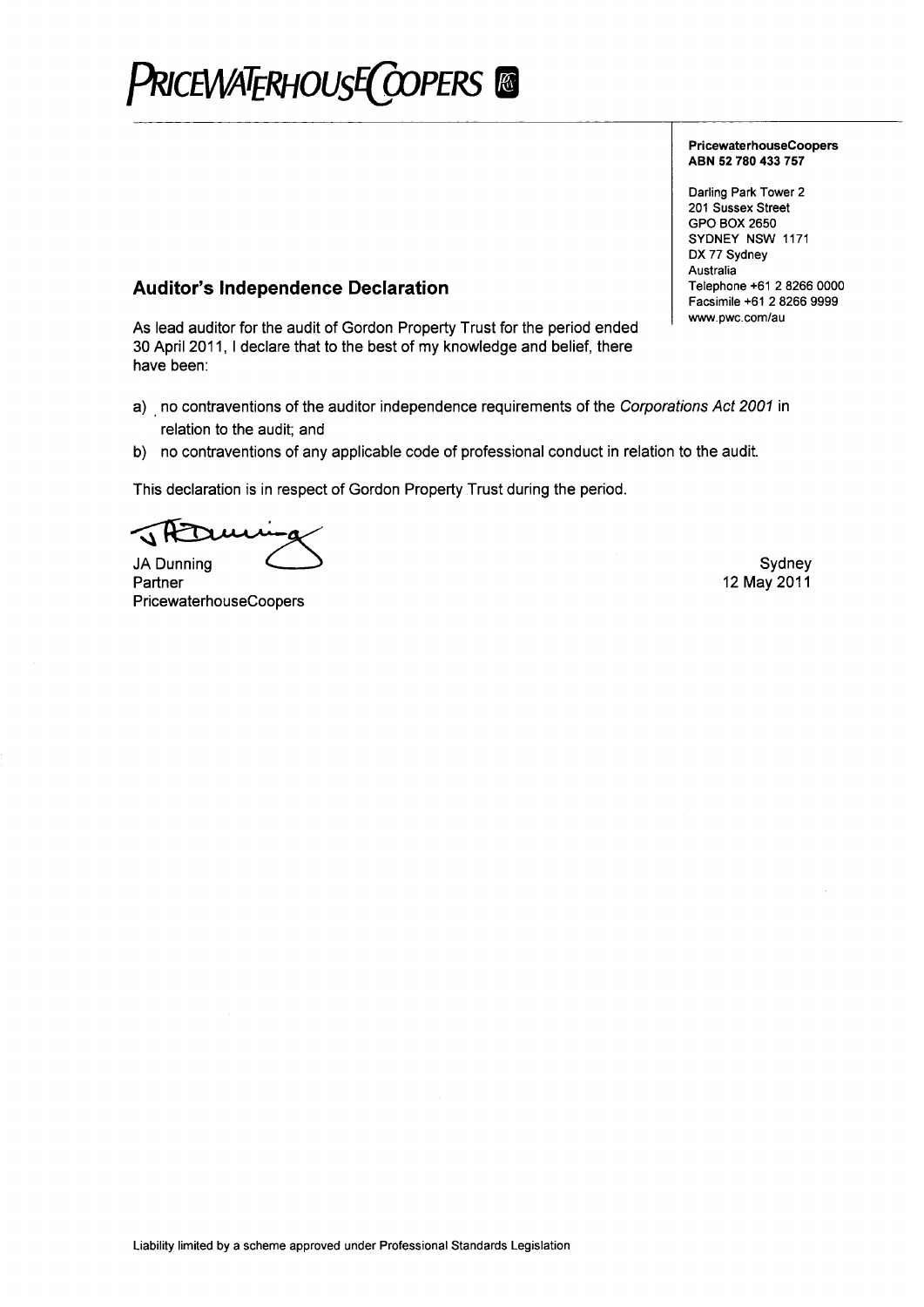**PRICEWATERHOUSECOOPERS**

**PricewaterhouseCoopers**
**ABN 52 780 433 757**

Darling Park Tower 2
201 Sussex Street
GPO BOX 2650
SYDNEY NSW 1171
DX 77 Sydney
Australia
Telephone +61 2 8266 0000
Facsimile +61 2 8266 9999
www.pwc.com/au

## Auditor's Independence Declaration

As lead auditor for the audit of Gordon Property Trust for the period ended 30 April 2011, I declare that to the best of my knowledge and belief, there have been:

a) no contraventions of the auditor independence requirements of the *Corporations Act 2001* in relation to the audit; and

b) no contraventions of any applicable code of professional conduct in relation to the audit.

This declaration is in respect of Gordon Property Trust during the period.

JA Dunning
Partner
PricewaterhouseCoopers

Sydney
12 May 2011

Liability limited by a scheme approved under Professional Standards Legislation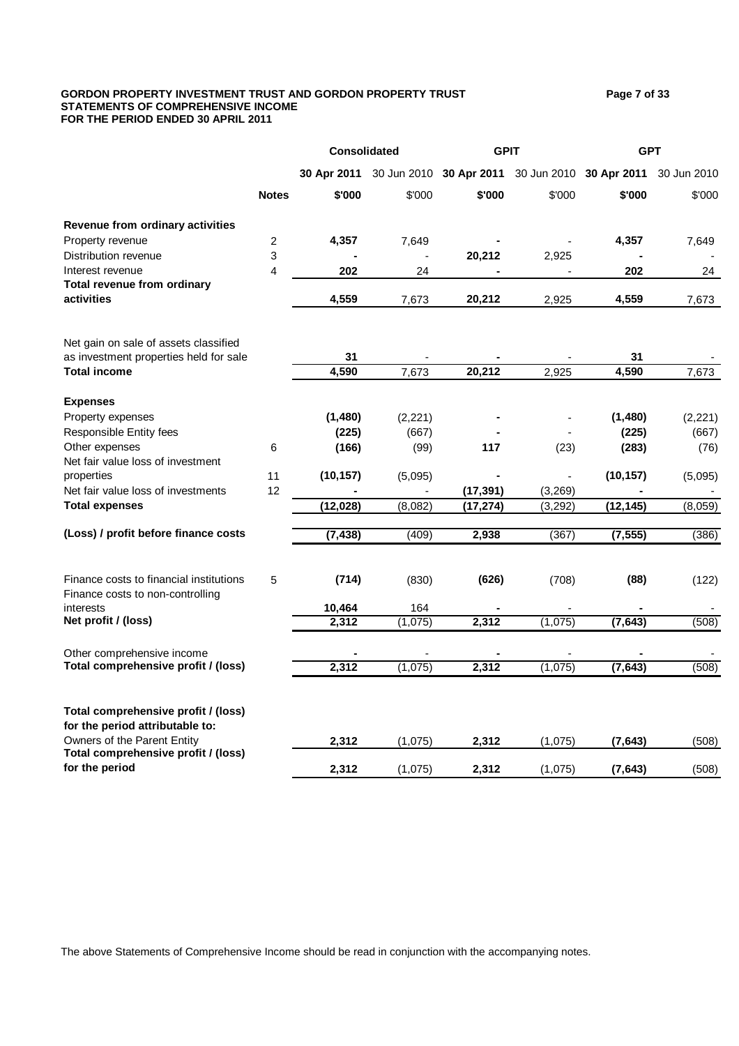**GORDON PROPERTY INVESTMENT TRUST AND GORDON PROPERTY TRUST**
**STATEMENTS OF COMPREHENSIVE INCOME**
**FOR THE PERIOD ENDED 30 APRIL 2011**

| | | Consolidated | | GPIT | | GPT | |
|---|---|---|---|---|---|---|---|
| | | **30 Apr 2011** | 30 Jun 2010 | **30 Apr 2011** | 30 Jun 2010 | **30 Apr 2011** | 30 Jun 2010 |
| | **Notes** | **$'000** | $'000 | **$'000** | $'000 | **$'000** | $'000 |
| **Revenue from ordinary activities** | | | | | | | |
| Property revenue | 2 | **4,357** | 7,649 | **-** | - | **4,357** | 7,649 |
| Distribution revenue | 3 | **-** | - | **20,212** | 2,925 | **-** | - |
| Interest revenue | 4 | **202** | 24 | **-** | - | **202** | 24 |
| **Total revenue from ordinary activities** | | **4,559** | 7,673 | **20,212** | 2,925 | **4,559** | 7,673 |
| Net gain on sale of assets classified as investment properties held for sale | | **31** | - | **-** | - | **31** | - |
| **Total income** | | **4,590** | 7,673 | **20,212** | 2,925 | **4,590** | 7,673 |
| **Expenses** | | | | | | | |
| Property expenses | | **(1,480)** | (2,221) | **-** | - | **(1,480)** | (2,221) |
| Responsible Entity fees | | **(225)** | (667) | **-** | - | **(225)** | (667) |
| Other expenses | 6 | **(166)** | (99) | **117** | (23) | **(283)** | (76) |
| Net fair value loss of investment properties | 11 | **(10,157)** | (5,095) | **-** | - | **(10,157)** | (5,095) |
| Net fair value loss of investments | 12 | **-** | - | **(17,391)** | (3,269) | **-** | - |
| **Total expenses** | | **(12,028)** | (8,082) | **(17,274)** | (3,292) | **(12,145)** | (8,059) |
| **(Loss) / profit before finance costs** | | **(7,438)** | (409) | **2,938** | (367) | **(7,555)** | (386) |
| Finance costs to financial institutions | 5 | **(714)** | (830) | **(626)** | (708) | **(88)** | (122) |
| Finance costs to non-controlling interests | | **10,464** | 164 | **-** | - | **-** | - |
| **Net profit / (loss)** | | **2,312** | (1,075) | **2,312** | (1,075) | **(7,643)** | (508) |
| Other comprehensive income | | **-** | - | **-** | - | **-** | - |
| **Total comprehensive profit / (loss)** | | **2,312** | (1,075) | **2,312** | (1,075) | **(7,643)** | (508) |
| **Total comprehensive profit / (loss) for the period attributable to:** | | | | | | | |
| Owners of the Parent Entity | | **2,312** | (1,075) | **2,312** | (1,075) | **(7,643)** | (508) |
| **Total comprehensive profit / (loss) for the period** | | **2,312** | (1,075) | **2,312** | (1,075) | **(7,643)** | (508) |

The above Statements of Comprehensive Income should be read in conjunction with the accompanying notes.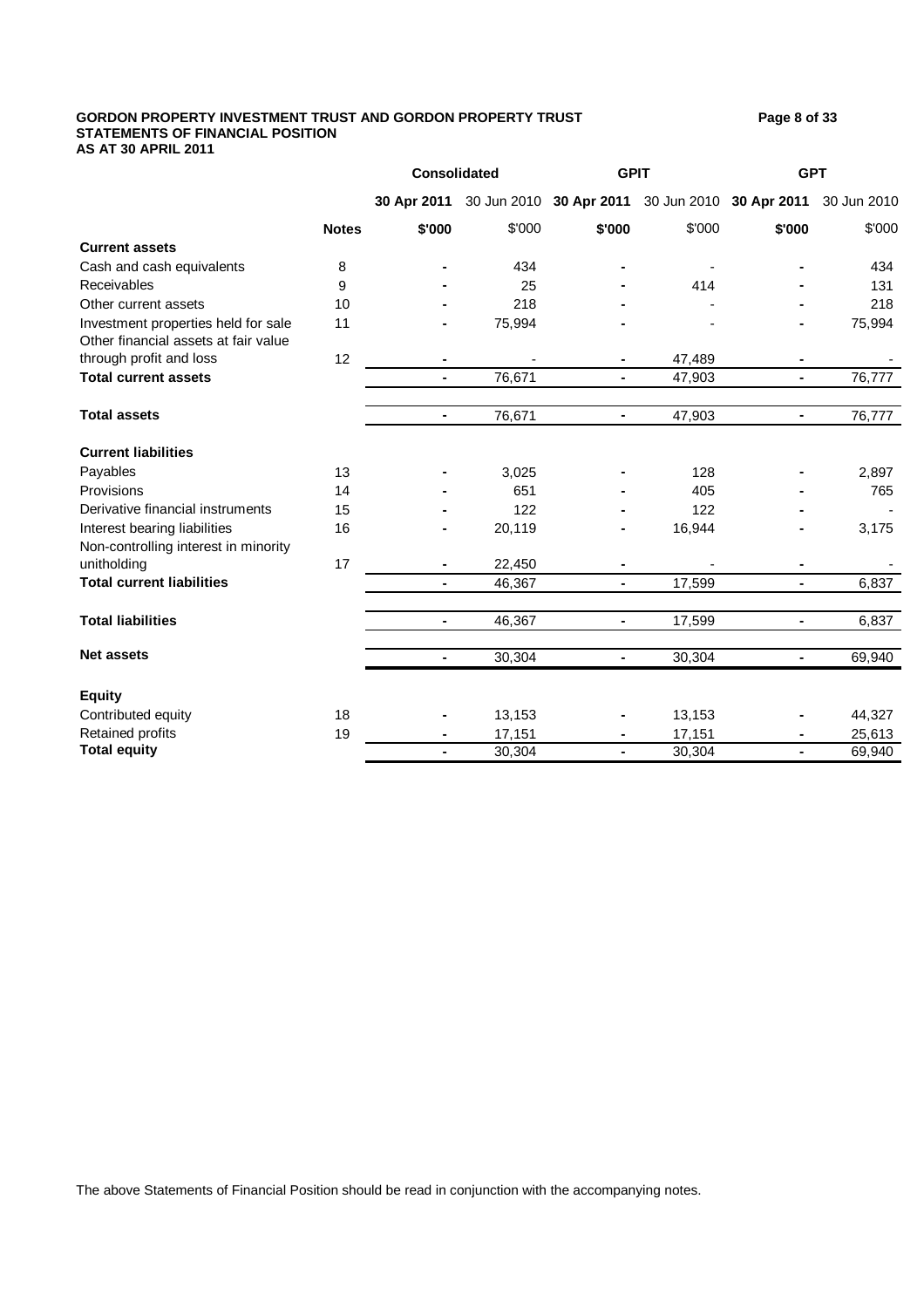**GORDON PROPERTY INVESTMENT TRUST AND GORDON PROPERTY TRUST**
**STATEMENTS OF FINANCIAL POSITION**
**AS AT 30 APRIL 2011**

| | | Consolidated | | GPIT | | GPT | |
|---|---|---|---|---|---|---|---|
| | | **30 Apr 2011** | 30 Jun 2010 | **30 Apr 2011** | 30 Jun 2010 | **30 Apr 2011** | 30 Jun 2010 |
| | **Notes** | **$'000** | $'000 | **$'000** | $'000 | **$'000** | $'000 |
| **Current assets** | | | | | | | |
| Cash and cash equivalents | 8 | **-** | 434 | **-** | - | **-** | 434 |
| Receivables | 9 | **-** | 25 | **-** | 414 | **-** | 131 |
| Other current assets | 10 | **-** | 218 | **-** | - | **-** | 218 |
| Investment properties held for sale | 11 | **-** | 75,994 | **-** | - | **-** | 75,994 |
| Other financial assets at fair value through profit and loss | 12 | **-** | - | **-** | 47,489 | **-** | - |
| **Total current assets** | | **-** | 76,671 | **-** | 47,903 | **-** | 76,777 |
| **Total assets** | | **-** | 76,671 | **-** | 47,903 | **-** | 76,777 |
| **Current liabilities** | | | | | | | |
| Payables | 13 | **-** | 3,025 | **-** | 128 | **-** | 2,897 |
| Provisions | 14 | **-** | 651 | **-** | 405 | **-** | 765 |
| Derivative financial instruments | 15 | **-** | 122 | **-** | 122 | **-** | - |
| Interest bearing liabilities | 16 | **-** | 20,119 | **-** | 16,944 | **-** | 3,175 |
| Non-controlling interest in minority unitholding | 17 | **-** | 22,450 | **-** | - | **-** | - |
| **Total current liabilities** | | **-** | 46,367 | **-** | 17,599 | **-** | 6,837 |
| **Total liabilities** | | **-** | 46,367 | **-** | 17,599 | **-** | 6,837 |
| **Net assets** | | **-** | 30,304 | **-** | 30,304 | **-** | 69,940 |
| **Equity** | | | | | | | |
| Contributed equity | 18 | **-** | 13,153 | **-** | 13,153 | **-** | 44,327 |
| Retained profits | 19 | **-** | 17,151 | **-** | 17,151 | **-** | 25,613 |
| **Total equity** | | **-** | 30,304 | **-** | 30,304 | **-** | 69,940 |

The above Statements of Financial Position should be read in conjunction with the accompanying notes.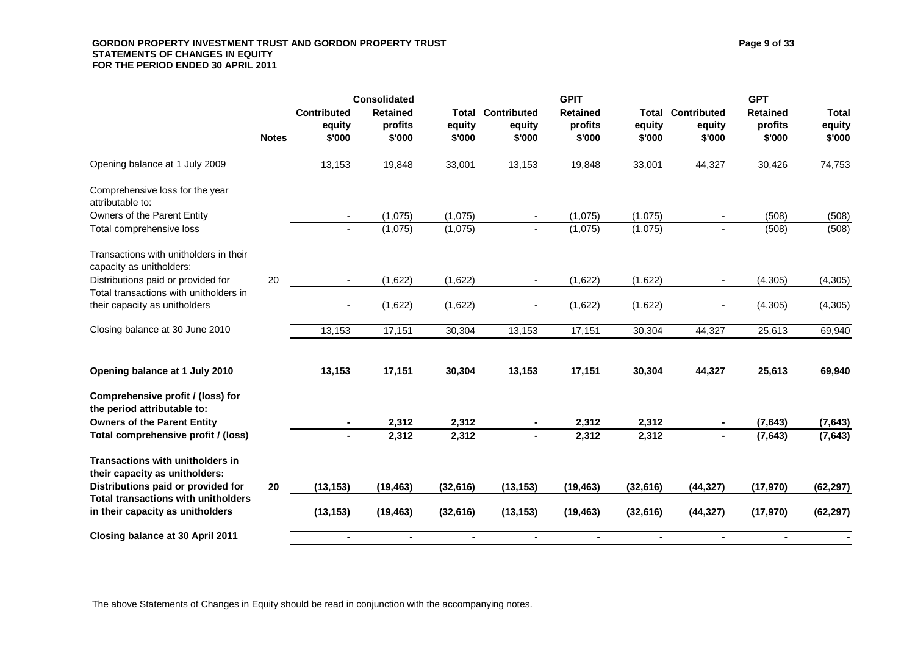**GORDON PROPERTY INVESTMENT TRUST AND GORDON PROPERTY TRUST**
**STATEMENTS OF CHANGES IN EQUITY**
**FOR THE PERIOD ENDED 30 APRIL 2011**

| | | Consolidated | | | GPIT | | | GPT | | |
|---|---|---|---|---|---|---|---|---|---|---|
| | Notes | Contributed equity $'000 | Retained profits $'000 | Total equity $'000 | Contributed equity $'000 | Retained profits $'000 | Total equity $'000 | Contributed equity $'000 | Retained profits $'000 | Total equity $'000 |
| Opening balance at 1 July 2009 | | 13,153 | 19,848 | 33,001 | 13,153 | 19,848 | 33,001 | 44,327 | 30,426 | 74,753 |
| Comprehensive loss for the year attributable to: | | | | | | | | | | |
| Owners of the Parent Entity | | - | (1,075) | (1,075) | - | (1,075) | (1,075) | - | (508) | (508) |
| Total comprehensive loss | | - | (1,075) | (1,075) | - | (1,075) | (1,075) | - | (508) | (508) |
| Transactions with unitholders in their capacity as unitholders: | | | | | | | | | | |
| Distributions paid or provided for | 20 | - | (1,622) | (1,622) | - | (1,622) | (1,622) | - | (4,305) | (4,305) |
| Total transactions with unitholders in their capacity as unitholders | | - | (1,622) | (1,622) | - | (1,622) | (1,622) | - | (4,305) | (4,305) |
| Closing balance at 30 June 2010 | | 13,153 | 17,151 | 30,304 | 13,153 | 17,151 | 30,304 | 44,327 | 25,613 | 69,940 |
| **Opening balance at 1 July 2010** | | **13,153** | **17,151** | **30,304** | **13,153** | **17,151** | **30,304** | **44,327** | **25,613** | **69,940** |
| **Comprehensive profit / (loss) for the period attributable to:** | | | | | | | | | | |
| **Owners of the Parent Entity** | | **-** | **2,312** | **2,312** | **-** | **2,312** | **2,312** | **-** | **(7,643)** | **(7,643)** |
| **Total comprehensive profit / (loss)** | | **-** | **2,312** | **2,312** | **-** | **2,312** | **2,312** | **-** | **(7,643)** | **(7,643)** |
| **Transactions with unitholders in their capacity as unitholders:** | | | | | | | | | | |
| **Distributions paid or provided for** | **20** | **(13,153)** | **(19,463)** | **(32,616)** | **(13,153)** | **(19,463)** | **(32,616)** | **(44,327)** | **(17,970)** | **(62,297)** |
| **Total transactions with unitholders in their capacity as unitholders** | | **(13,153)** | **(19,463)** | **(32,616)** | **(13,153)** | **(19,463)** | **(32,616)** | **(44,327)** | **(17,970)** | **(62,297)** |
| **Closing balance at 30 April 2011** | | **-** | **-** | **-** | **-** | **-** | **-** | **-** | **-** | **-** |

The above Statements of Changes in Equity should be read in conjunction with the accompanying notes.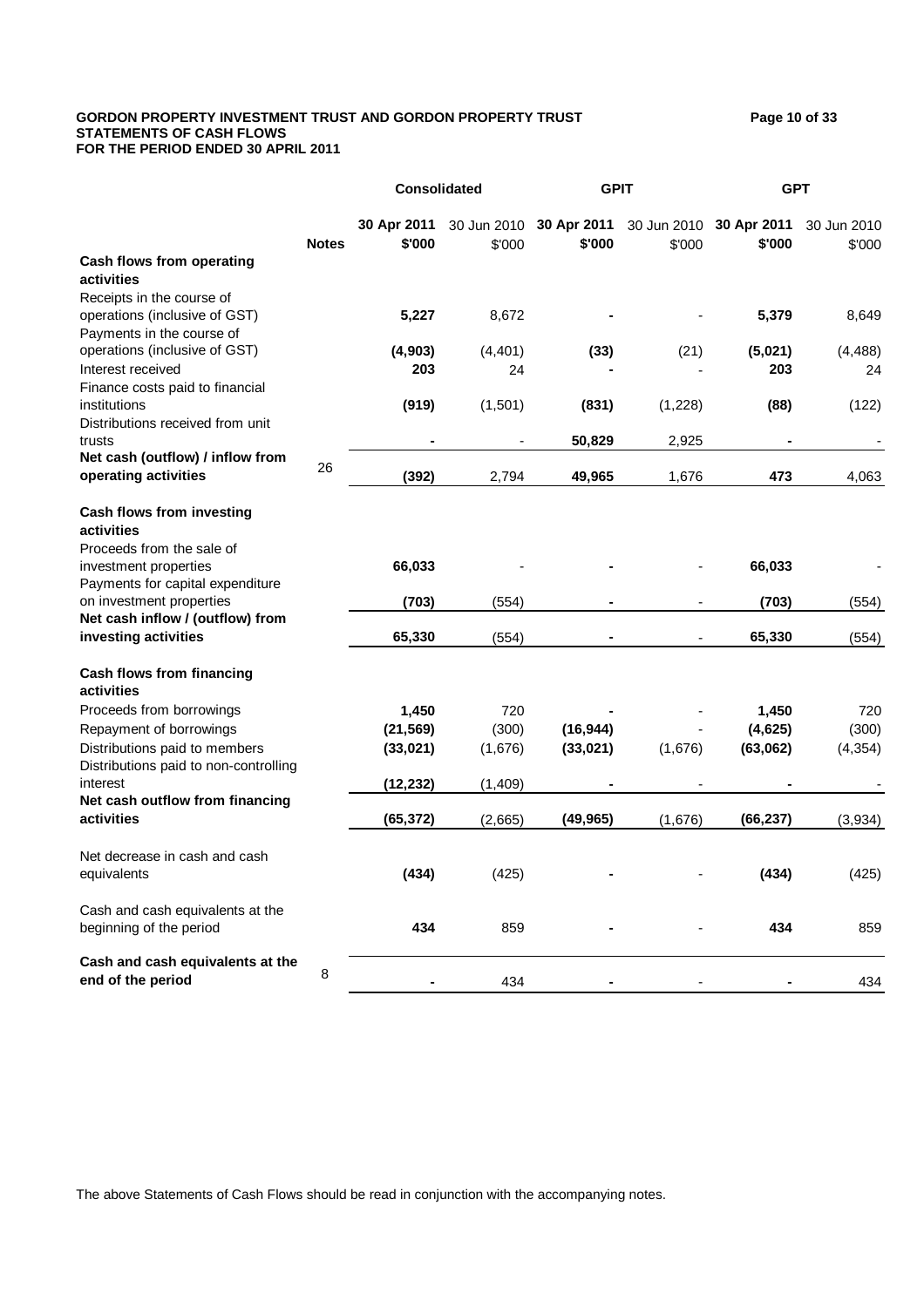# GORDON PROPERTY INVESTMENT TRUST AND GORDON PROPERTY TRUST
## STATEMENTS OF CASH FLOWS
## FOR THE PERIOD ENDED 30 APRIL 2011

| | | Consolidated | | GPIT | | GPT | |
|---|---|---|---|---|---|---|---|
| | Notes | **30 Apr 2011 $'000** | 30 Jun 2010 $'000 | **30 Apr 2011 $'000** | 30 Jun 2010 $'000 | **30 Apr 2011 $'000** | 30 Jun 2010 $'000 |
| **Cash flows from operating activities** | | | | | | | |
| Receipts in the course of operations (inclusive of GST) | | **5,227** | 8,672 | **-** | - | **5,379** | 8,649 |
| Payments in the course of operations (inclusive of GST) | | **(4,903)** | (4,401) | **(33)** | (21) | **(5,021)** | (4,488) |
| Interest received | | **203** | 24 | **-** | - | **203** | 24 |
| Finance costs paid to financial institutions | | **(919)** | (1,501) | **(831)** | (1,228) | **(88)** | (122) |
| Distributions received from unit trusts | | **-** | - | **50,829** | 2,925 | **-** | - |
| **Net cash (outflow) / inflow from operating activities** | 26 | **(392)** | 2,794 | **49,965** | 1,676 | **473** | 4,063 |
| **Cash flows from investing activities** | | | | | | | |
| Proceeds from the sale of investment properties | | **66,033** | - | **-** | - | **66,033** | - |
| Payments for capital expenditure on investment properties | | **(703)** | (554) | **-** | - | **(703)** | (554) |
| **Net cash inflow / (outflow) from investing activities** | | **65,330** | (554) | **-** | - | **65,330** | (554) |
| **Cash flows from financing activities** | | | | | | | |
| Proceeds from borrowings | | **1,450** | 720 | **-** | - | **1,450** | 720 |
| Repayment of borrowings | | **(21,569)** | (300) | **(16,944)** | - | **(4,625)** | (300) |
| Distributions paid to members | | **(33,021)** | (1,676) | **(33,021)** | (1,676) | **(63,062)** | (4,354) |
| Distributions paid to non-controlling interest | | **(12,232)** | (1,409) | **-** | - | **-** | - |
| **Net cash outflow from financing activities** | | **(65,372)** | (2,665) | **(49,965)** | (1,676) | **(66,237)** | (3,934) |
| Net decrease in cash and cash equivalents | | **(434)** | (425) | **-** | - | **(434)** | (425) |
| Cash and cash equivalents at the beginning of the period | | **434** | 859 | **-** | - | **434** | 859 |
| **Cash and cash equivalents at the end of the period** | 8 | **-** | 434 | **-** | - | **-** | 434 |

The above Statements of Cash Flows should be read in conjunction with the accompanying notes.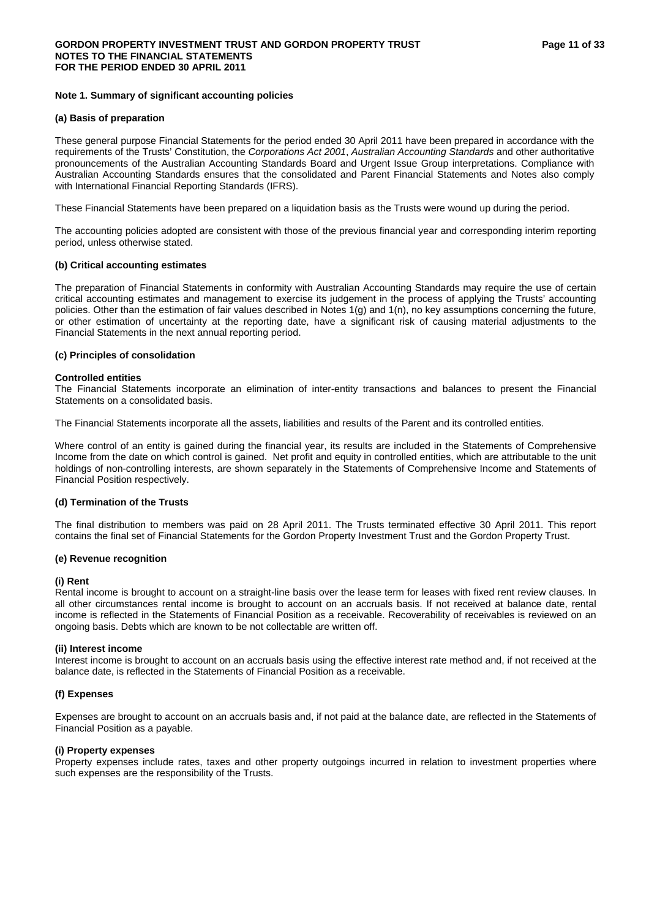**Note 1. Summary of significant accounting policies**

**(a) Basis of preparation**

These general purpose Financial Statements for the period ended 30 April 2011 have been prepared in accordance with the requirements of the Trusts' Constitution, the *Corporations Act 2001*, *Australian Accounting Standards* and other authoritative pronouncements of the Australian Accounting Standards Board and Urgent Issue Group interpretations. Compliance with Australian Accounting Standards ensures that the consolidated and Parent Financial Statements and Notes also comply with International Financial Reporting Standards (IFRS).

These Financial Statements have been prepared on a liquidation basis as the Trusts were wound up during the period.

The accounting policies adopted are consistent with those of the previous financial year and corresponding interim reporting period, unless otherwise stated.

**(b) Critical accounting estimates**

The preparation of Financial Statements in conformity with Australian Accounting Standards may require the use of certain critical accounting estimates and management to exercise its judgement in the process of applying the Trusts' accounting policies. Other than the estimation of fair values described in Notes 1(g) and 1(n), no key assumptions concerning the future, or other estimation of uncertainty at the reporting date, have a significant risk of causing material adjustments to the Financial Statements in the next annual reporting period.

**(c) Principles of consolidation**

**Controlled entities**

The Financial Statements incorporate an elimination of inter-entity transactions and balances to present the Financial Statements on a consolidated basis.

The Financial Statements incorporate all the assets, liabilities and results of the Parent and its controlled entities.

Where control of an entity is gained during the financial year, its results are included in the Statements of Comprehensive Income from the date on which control is gained. Net profit and equity in controlled entities, which are attributable to the unit holdings of non-controlling interests, are shown separately in the Statements of Comprehensive Income and Statements of Financial Position respectively.

**(d) Termination of the Trusts**

The final distribution to members was paid on 28 April 2011. The Trusts terminated effective 30 April 2011. This report contains the final set of Financial Statements for the Gordon Property Investment Trust and the Gordon Property Trust.

**(e) Revenue recognition**

**(i) Rent**

Rental income is brought to account on a straight-line basis over the lease term for leases with fixed rent review clauses. In all other circumstances rental income is brought to account on an accruals basis. If not received at balance date, rental income is reflected in the Statements of Financial Position as a receivable. Recoverability of receivables is reviewed on an ongoing basis. Debts which are known to be not collectable are written off.

**(ii) Interest income**

Interest income is brought to account on an accruals basis using the effective interest rate method and, if not received at the balance date, is reflected in the Statements of Financial Position as a receivable.

**(f) Expenses**

Expenses are brought to account on an accruals basis and, if not paid at the balance date, are reflected in the Statements of Financial Position as a payable.

**(i) Property expenses**

Property expenses include rates, taxes and other property outgoings incurred in relation to investment properties where such expenses are the responsibility of the Trusts.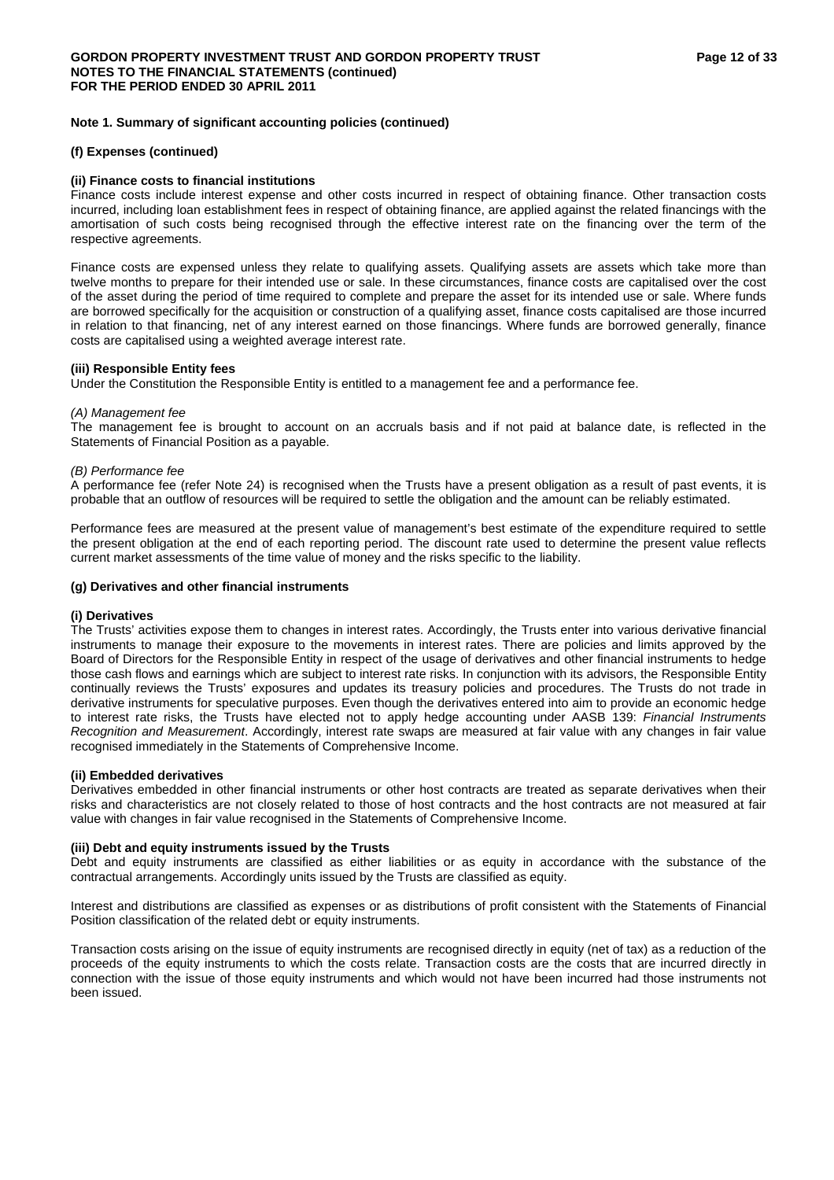**Note 1. Summary of significant accounting policies (continued)**

**(f) Expenses (continued)**

**(ii) Finance costs to financial institutions**

Finance costs include interest expense and other costs incurred in respect of obtaining finance. Other transaction costs incurred, including loan establishment fees in respect of obtaining finance, are applied against the related financings with the amortisation of such costs being recognised through the effective interest rate on the financing over the term of the respective agreements.

Finance costs are expensed unless they relate to qualifying assets. Qualifying assets are assets which take more than twelve months to prepare for their intended use or sale. In these circumstances, finance costs are capitalised over the cost of the asset during the period of time required to complete and prepare the asset for its intended use or sale. Where funds are borrowed specifically for the acquisition or construction of a qualifying asset, finance costs capitalised are those incurred in relation to that financing, net of any interest earned on those financings. Where funds are borrowed generally, finance costs are capitalised using a weighted average interest rate.

**(iii) Responsible Entity fees**

Under the Constitution the Responsible Entity is entitled to a management fee and a performance fee.

*(A) Management fee*

The management fee is brought to account on an accruals basis and if not paid at balance date, is reflected in the Statements of Financial Position as a payable.

*(B) Performance fee*

A performance fee (refer Note 24) is recognised when the Trusts have a present obligation as a result of past events, it is probable that an outflow of resources will be required to settle the obligation and the amount can be reliably estimated.

Performance fees are measured at the present value of management's best estimate of the expenditure required to settle the present obligation at the end of each reporting period. The discount rate used to determine the present value reflects current market assessments of the time value of money and the risks specific to the liability.

**(g) Derivatives and other financial instruments**

**(i) Derivatives**

The Trusts' activities expose them to changes in interest rates. Accordingly, the Trusts enter into various derivative financial instruments to manage their exposure to the movements in interest rates. There are policies and limits approved by the Board of Directors for the Responsible Entity in respect of the usage of derivatives and other financial instruments to hedge those cash flows and earnings which are subject to interest rate risks. In conjunction with its advisors, the Responsible Entity continually reviews the Trusts' exposures and updates its treasury policies and procedures. The Trusts do not trade in derivative instruments for speculative purposes. Even though the derivatives entered into aim to provide an economic hedge to interest rate risks, the Trusts have elected not to apply hedge accounting under AASB 139: *Financial Instruments Recognition and Measurement*. Accordingly, interest rate swaps are measured at fair value with any changes in fair value recognised immediately in the Statements of Comprehensive Income.

**(ii) Embedded derivatives**

Derivatives embedded in other financial instruments or other host contracts are treated as separate derivatives when their risks and characteristics are not closely related to those of host contracts and the host contracts are not measured at fair value with changes in fair value recognised in the Statements of Comprehensive Income.

**(iii) Debt and equity instruments issued by the Trusts**

Debt and equity instruments are classified as either liabilities or as equity in accordance with the substance of the contractual arrangements. Accordingly units issued by the Trusts are classified as equity.

Interest and distributions are classified as expenses or as distributions of profit consistent with the Statements of Financial Position classification of the related debt or equity instruments.

Transaction costs arising on the issue of equity instruments are recognised directly in equity (net of tax) as a reduction of the proceeds of the equity instruments to which the costs relate. Transaction costs are the costs that are incurred directly in connection with the issue of those equity instruments and which would not have been incurred had those instruments not been issued.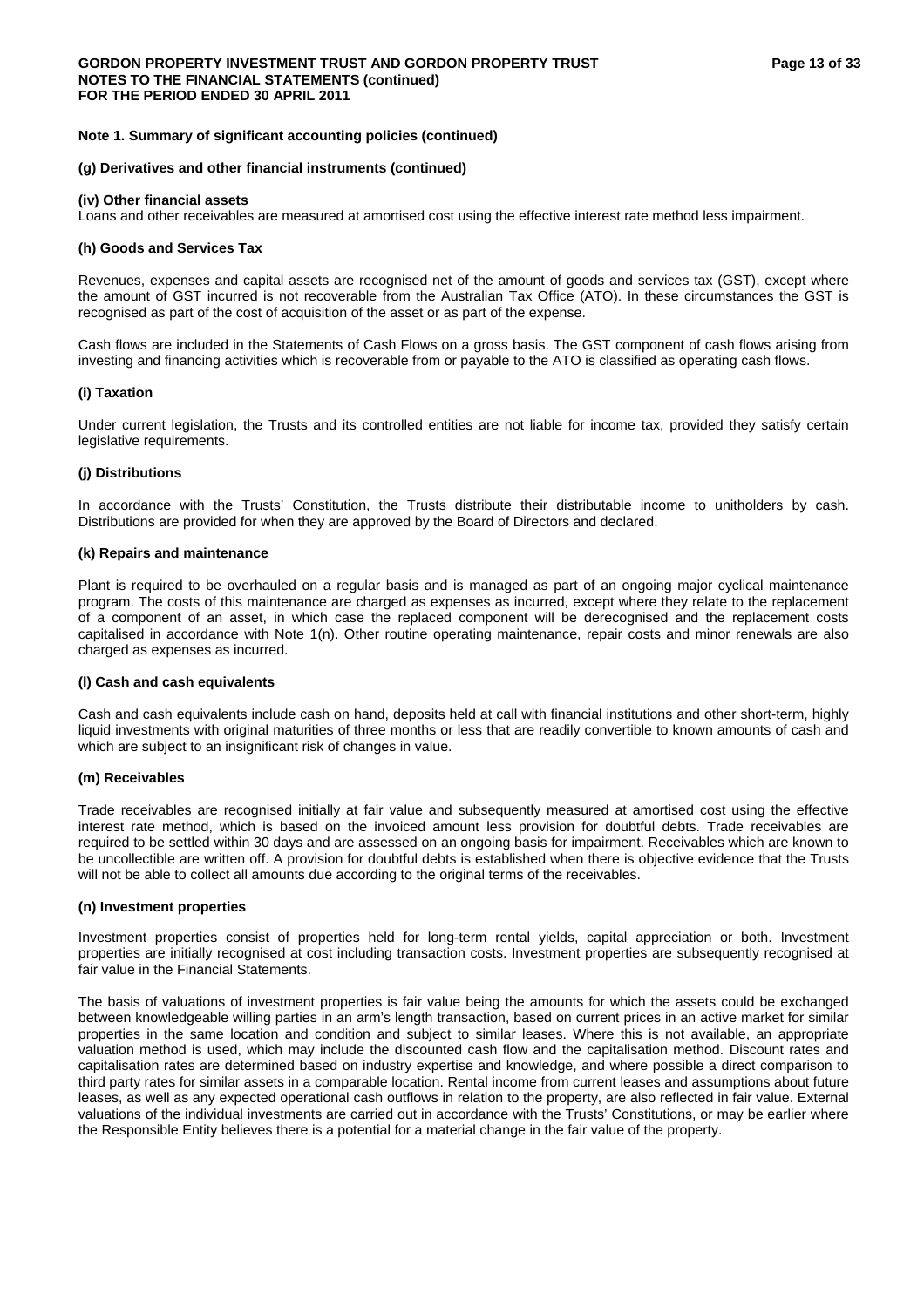**Note 1. Summary of significant accounting policies (continued)**

**(g) Derivatives and other financial instruments (continued)**

**(iv) Other financial assets**

Loans and other receivables are measured at amortised cost using the effective interest rate method less impairment.

**(h) Goods and Services Tax**

Revenues, expenses and capital assets are recognised net of the amount of goods and services tax (GST), except where the amount of GST incurred is not recoverable from the Australian Tax Office (ATO). In these circumstances the GST is recognised as part of the cost of acquisition of the asset or as part of the expense.

Cash flows are included in the Statements of Cash Flows on a gross basis. The GST component of cash flows arising from investing and financing activities which is recoverable from or payable to the ATO is classified as operating cash flows.

**(i) Taxation**

Under current legislation, the Trusts and its controlled entities are not liable for income tax, provided they satisfy certain legislative requirements.

**(j) Distributions**

In accordance with the Trusts' Constitution, the Trusts distribute their distributable income to unitholders by cash. Distributions are provided for when they are approved by the Board of Directors and declared.

**(k) Repairs and maintenance**

Plant is required to be overhauled on a regular basis and is managed as part of an ongoing major cyclical maintenance program. The costs of this maintenance are charged as expenses as incurred, except where they relate to the replacement of a component of an asset, in which case the replaced component will be derecognised and the replacement costs capitalised in accordance with Note 1(n). Other routine operating maintenance, repair costs and minor renewals are also charged as expenses as incurred.

**(l) Cash and cash equivalents**

Cash and cash equivalents include cash on hand, deposits held at call with financial institutions and other short-term, highly liquid investments with original maturities of three months or less that are readily convertible to known amounts of cash and which are subject to an insignificant risk of changes in value.

**(m) Receivables**

Trade receivables are recognised initially at fair value and subsequently measured at amortised cost using the effective interest rate method, which is based on the invoiced amount less provision for doubtful debts. Trade receivables are required to be settled within 30 days and are assessed on an ongoing basis for impairment. Receivables which are known to be uncollectible are written off. A provision for doubtful debts is established when there is objective evidence that the Trusts will not be able to collect all amounts due according to the original terms of the receivables.

**(n) Investment properties**

Investment properties consist of properties held for long-term rental yields, capital appreciation or both. Investment properties are initially recognised at cost including transaction costs. Investment properties are subsequently recognised at fair value in the Financial Statements.

The basis of valuations of investment properties is fair value being the amounts for which the assets could be exchanged between knowledgeable willing parties in an arm's length transaction, based on current prices in an active market for similar properties in the same location and condition and subject to similar leases. Where this is not available, an appropriate valuation method is used, which may include the discounted cash flow and the capitalisation method. Discount rates and capitalisation rates are determined based on industry expertise and knowledge, and where possible a direct comparison to third party rates for similar assets in a comparable location. Rental income from current leases and assumptions about future leases, as well as any expected operational cash outflows in relation to the property, are also reflected in fair value. External valuations of the individual investments are carried out in accordance with the Trusts' Constitutions, or may be earlier where the Responsible Entity believes there is a potential for a material change in the fair value of the property.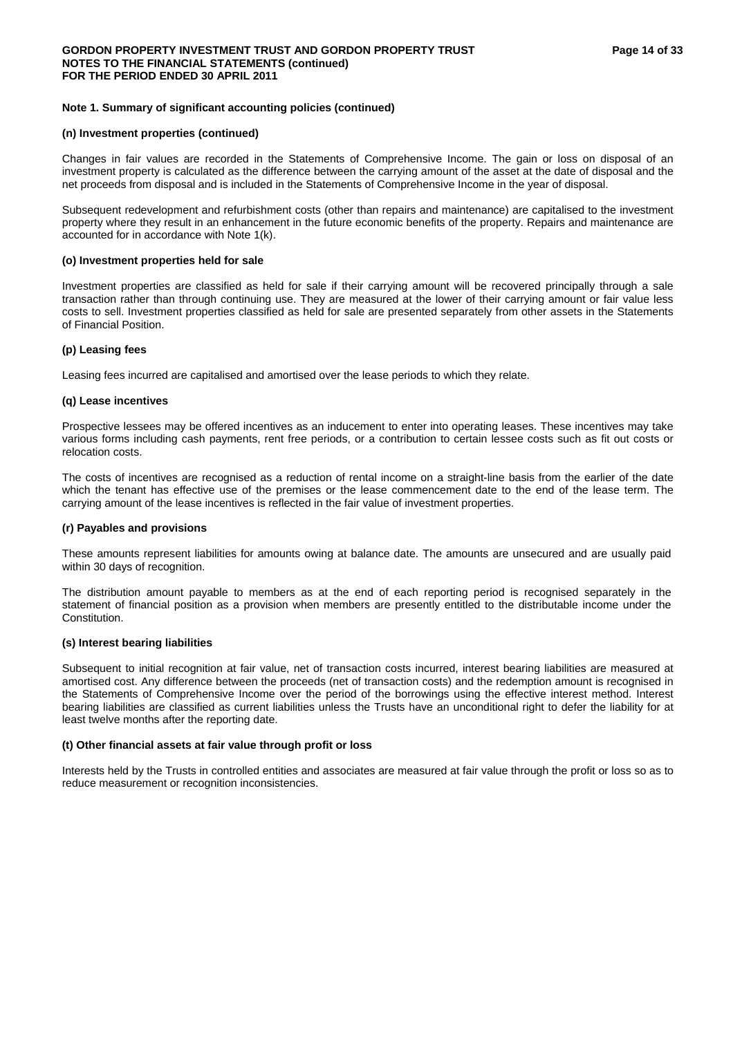## Note 1. Summary of significant accounting policies (continued)

### (n) Investment properties (continued)

Changes in fair values are recorded in the Statements of Comprehensive Income. The gain or loss on disposal of an investment property is calculated as the difference between the carrying amount of the asset at the date of disposal and the net proceeds from disposal and is included in the Statements of Comprehensive Income in the year of disposal.

Subsequent redevelopment and refurbishment costs (other than repairs and maintenance) are capitalised to the investment property where they result in an enhancement in the future economic benefits of the property. Repairs and maintenance are accounted for in accordance with Note 1(k).

### (o) Investment properties held for sale

Investment properties are classified as held for sale if their carrying amount will be recovered principally through a sale transaction rather than through continuing use. They are measured at the lower of their carrying amount or fair value less costs to sell. Investment properties classified as held for sale are presented separately from other assets in the Statements of Financial Position.

### (p) Leasing fees

Leasing fees incurred are capitalised and amortised over the lease periods to which they relate.

### (q) Lease incentives

Prospective lessees may be offered incentives as an inducement to enter into operating leases. These incentives may take various forms including cash payments, rent free periods, or a contribution to certain lessee costs such as fit out costs or relocation costs.

The costs of incentives are recognised as a reduction of rental income on a straight-line basis from the earlier of the date which the tenant has effective use of the premises or the lease commencement date to the end of the lease term. The carrying amount of the lease incentives is reflected in the fair value of investment properties.

### (r) Payables and provisions

These amounts represent liabilities for amounts owing at balance date. The amounts are unsecured and are usually paid within 30 days of recognition.

The distribution amount payable to members as at the end of each reporting period is recognised separately in the statement of financial position as a provision when members are presently entitled to the distributable income under the Constitution.

### (s) Interest bearing liabilities

Subsequent to initial recognition at fair value, net of transaction costs incurred, interest bearing liabilities are measured at amortised cost. Any difference between the proceeds (net of transaction costs) and the redemption amount is recognised in the Statements of Comprehensive Income over the period of the borrowings using the effective interest method. Interest bearing liabilities are classified as current liabilities unless the Trusts have an unconditional right to defer the liability for at least twelve months after the reporting date.

### (t) Other financial assets at fair value through profit or loss

Interests held by the Trusts in controlled entities and associates are measured at fair value through the profit or loss so as to reduce measurement or recognition inconsistencies.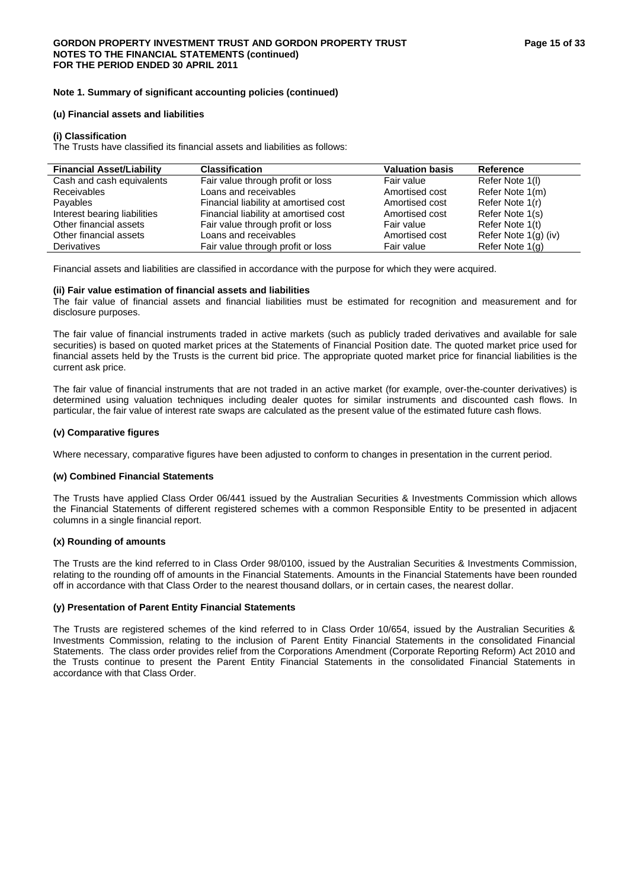**Note 1. Summary of significant accounting policies (continued)**

**(u) Financial assets and liabilities**

**(i) Classification**

The Trusts have classified its financial assets and liabilities as follows:

| Financial Asset/Liability | Classification | Valuation basis | Reference |
|---|---|---|---|
| Cash and cash equivalents | Fair value through profit or loss | Fair value | Refer Note 1(l) |
| Receivables | Loans and receivables | Amortised cost | Refer Note 1(m) |
| Payables | Financial liability at amortised cost | Amortised cost | Refer Note 1(r) |
| Interest bearing liabilities | Financial liability at amortised cost | Amortised cost | Refer Note 1(s) |
| Other financial assets | Fair value through profit or loss | Fair value | Refer Note 1(t) |
| Other financial assets | Loans and receivables | Amortised cost | Refer Note 1(g) (iv) |
| Derivatives | Fair value through profit or loss | Fair value | Refer Note 1(g) |

Financial assets and liabilities are classified in accordance with the purpose for which they were acquired.

**(ii) Fair value estimation of financial assets and liabilities**

The fair value of financial assets and financial liabilities must be estimated for recognition and measurement and for disclosure purposes.

The fair value of financial instruments traded in active markets (such as publicly traded derivatives and available for sale securities) is based on quoted market prices at the Statements of Financial Position date. The quoted market price used for financial assets held by the Trusts is the current bid price. The appropriate quoted market price for financial liabilities is the current ask price.

The fair value of financial instruments that are not traded in an active market (for example, over-the-counter derivatives) is determined using valuation techniques including dealer quotes for similar instruments and discounted cash flows. In particular, the fair value of interest rate swaps are calculated as the present value of the estimated future cash flows.

**(v) Comparative figures**

Where necessary, comparative figures have been adjusted to conform to changes in presentation in the current period.

**(w) Combined Financial Statements**

The Trusts have applied Class Order 06/441 issued by the Australian Securities & Investments Commission which allows the Financial Statements of different registered schemes with a common Responsible Entity to be presented in adjacent columns in a single financial report.

**(x) Rounding of amounts**

The Trusts are the kind referred to in Class Order 98/0100, issued by the Australian Securities & Investments Commission, relating to the rounding off of amounts in the Financial Statements. Amounts in the Financial Statements have been rounded off in accordance with that Class Order to the nearest thousand dollars, or in certain cases, the nearest dollar.

**(y) Presentation of Parent Entity Financial Statements**

The Trusts are registered schemes of the kind referred to in Class Order 10/654, issued by the Australian Securities & Investments Commission, relating to the inclusion of Parent Entity Financial Statements in the consolidated Financial Statements. The class order provides relief from the Corporations Amendment (Corporate Reporting Reform) Act 2010 and the Trusts continue to present the Parent Entity Financial Statements in the consolidated Financial Statements in accordance with that Class Order.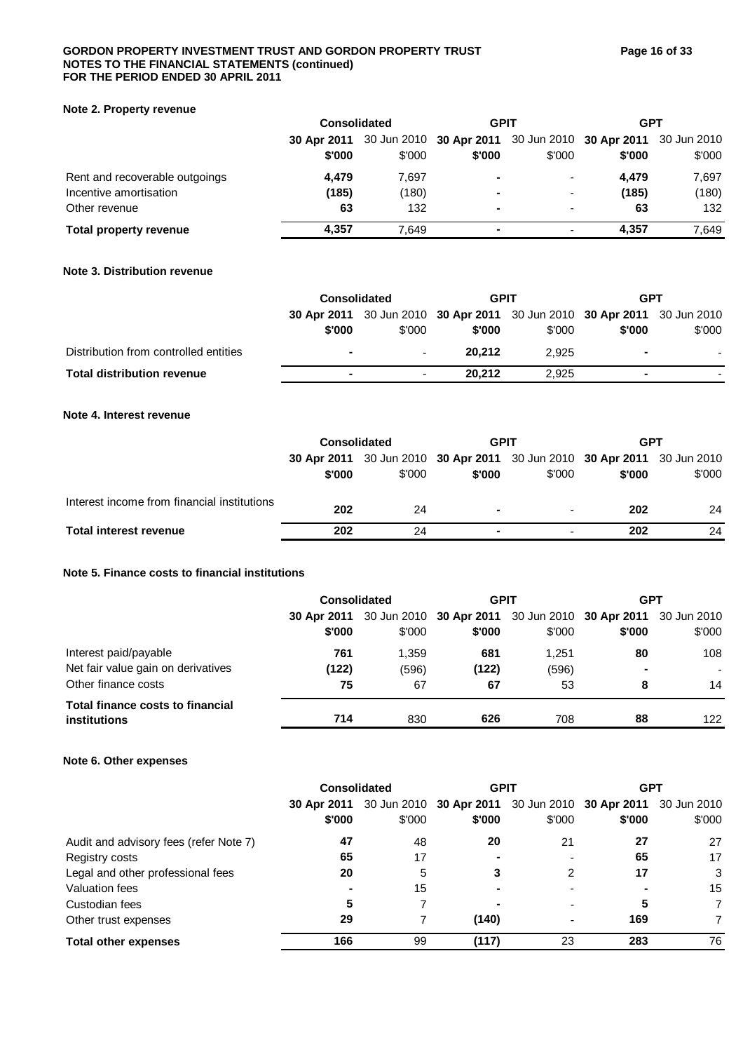### Note 2. Property revenue

| | Consolidated | | GPIT | | GPT | |
|---|---|---|---|---|---|---|
| | **30 Apr 2011** | 30 Jun 2010 | **30 Apr 2011** | 30 Jun 2010 | **30 Apr 2011** | 30 Jun 2010 |
| | **$'000** | $'000 | **$'000** | $'000 | **$'000** | $'000 |
| Rent and recoverable outgoings | **4,479** | 7,697 | **-** | - | **4,479** | 7,697 |
| Incentive amortisation | **(185)** | (180) | **-** | - | **(185)** | (180) |
| Other revenue | **63** | 132 | **-** | - | **63** | 132 |
| **Total property revenue** | **4,357** | 7,649 | **-** | - | **4,357** | 7,649 |

### Note 3. Distribution revenue

| | Consolidated | | GPIT | | GPT | |
|---|---|---|---|---|---|---|
| | **30 Apr 2011** | 30 Jun 2010 | **30 Apr 2011** | 30 Jun 2010 | **30 Apr 2011** | 30 Jun 2010 |
| | **$'000** | $'000 | **$'000** | $'000 | **$'000** | $'000 |
| Distribution from controlled entities | **-** | - | **20,212** | 2,925 | **-** | - |
| **Total distribution revenue** | **-** | - | **20,212** | 2,925 | **-** | - |

### Note 4. Interest revenue

| | Consolidated | | GPIT | | GPT | |
|---|---|---|---|---|---|---|
| | **30 Apr 2011** | 30 Jun 2010 | **30 Apr 2011** | 30 Jun 2010 | **30 Apr 2011** | 30 Jun 2010 |
| | **$'000** | $'000 | **$'000** | $'000 | **$'000** | $'000 |
| Interest income from financial institutions | **202** | 24 | **-** | - | **202** | 24 |
| **Total interest revenue** | **202** | 24 | **-** | - | **202** | 24 |

### Note 5. Finance costs to financial institutions

| | Consolidated | | GPIT | | GPT | |
|---|---|---|---|---|---|---|
| | **30 Apr 2011** | 30 Jun 2010 | **30 Apr 2011** | 30 Jun 2010 | **30 Apr 2011** | 30 Jun 2010 |
| | **$'000** | $'000 | **$'000** | $'000 | **$'000** | $'000 |
| Interest paid/payable | **761** | 1,359 | **681** | 1,251 | **80** | 108 |
| Net fair value gain on derivatives | **(122)** | (596) | **(122)** | (596) | **-** | - |
| Other finance costs | **75** | 67 | **67** | 53 | **8** | 14 |
| **Total finance costs to financial institutions** | **714** | 830 | **626** | 708 | **88** | 122 |

### Note 6. Other expenses

| | Consolidated | | GPIT | | GPT | |
|---|---|---|---|---|---|---|
| | **30 Apr 2011** | 30 Jun 2010 | **30 Apr 2011** | 30 Jun 2010 | **30 Apr 2011** | 30 Jun 2010 |
| | **$'000** | $'000 | **$'000** | $'000 | **$'000** | $'000 |
| Audit and advisory fees (refer Note 7) | **47** | 48 | **20** | 21 | **27** | 27 |
| Registry costs | **65** | 17 | **-** | - | **65** | 17 |
| Legal and other professional fees | **20** | 5 | **3** | 2 | **17** | 3 |
| Valuation fees | **-** | 15 | **-** | - | **-** | 15 |
| Custodian fees | **5** | 7 | **-** | - | **5** | 7 |
| Other trust expenses | **29** | 7 | **(140)** | - | **169** | 7 |
| **Total other expenses** | **166** | 99 | **(117)** | 23 | **283** | 76 |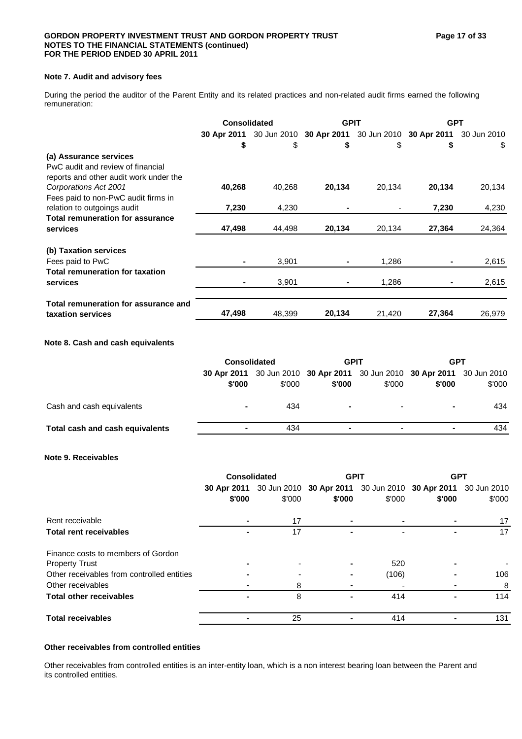### Note 7. Audit and advisory fees

During the period the auditor of the Parent Entity and its related practices and non-related audit firms earned the following remuneration:

| | Consolidated | | GPIT | | GPT | |
|---|---|---|---|---|---|---|
| | **30 Apr 2011** | 30 Jun 2010 | **30 Apr 2011** | 30 Jun 2010 | **30 Apr 2011** | 30 Jun 2010 |
| | **\$** | \$ | **\$** | \$ | **\$** | \$ |
| **(a) Assurance services** | | | | | | |
| PwC audit and review of financial reports and other audit work under the *Corporations Act 2001* | **40,268** | 40,268 | **20,134** | 20,134 | **20,134** | 20,134 |
| Fees paid to non-PwC audit firms in relation to outgoings audit | **7,230** | 4,230 | **-** | - | **7,230** | 4,230 |
| **Total remuneration for assurance services** | **47,498** | 44,498 | **20,134** | 20,134 | **27,364** | 24,364 |
| **(b) Taxation services** | | | | | | |
| Fees paid to PwC | **-** | 3,901 | **-** | 1,286 | **-** | 2,615 |
| **Total remuneration for taxation services** | **-** | 3,901 | **-** | 1,286 | **-** | 2,615 |
| **Total remuneration for assurance and taxation services** | **47,498** | 48,399 | **20,134** | 21,420 | **27,364** | 26,979 |

### Note 8. Cash and cash equivalents

| | Consolidated | | GPIT | | GPT | |
|---|---|---|---|---|---|---|
| | **30 Apr 2011** | 30 Jun 2010 | **30 Apr 2011** | 30 Jun 2010 | **30 Apr 2011** | 30 Jun 2010 |
| | **\$'000** | \$'000 | **\$'000** | \$'000 | **\$'000** | \$'000 |
| Cash and cash equivalents | **-** | 434 | **-** | - | **-** | 434 |
| **Total cash and cash equivalents** | **-** | 434 | **-** | - | **-** | 434 |

### Note 9. Receivables

| | Consolidated | | GPIT | | GPT | |
|---|---|---|---|---|---|---|
| | **30 Apr 2011** | 30 Jun 2010 | **30 Apr 2011** | 30 Jun 2010 | **30 Apr 2011** | 30 Jun 2010 |
| | **\$'000** | \$'000 | **\$'000** | \$'000 | **\$'000** | \$'000 |
| Rent receivable | **-** | 17 | **-** | - | **-** | 17 |
| **Total rent receivables** | **-** | 17 | **-** | - | **-** | 17 |
| Finance costs to members of Gordon Property Trust | **-** | - | **-** | 520 | **-** | - |
| Other receivables from controlled entities | **-** | - | **-** | (106) | **-** | 106 |
| Other receivables | **-** | 8 | **-** | - | **-** | 8 |
| **Total other receivables** | **-** | 8 | **-** | 414 | **-** | 114 |
| **Total receivables** | **-** | 25 | **-** | 414 | **-** | 131 |

#### Other receivables from controlled entities

Other receivables from controlled entities is an inter-entity loan, which is a non interest bearing loan between the Parent and its controlled entities.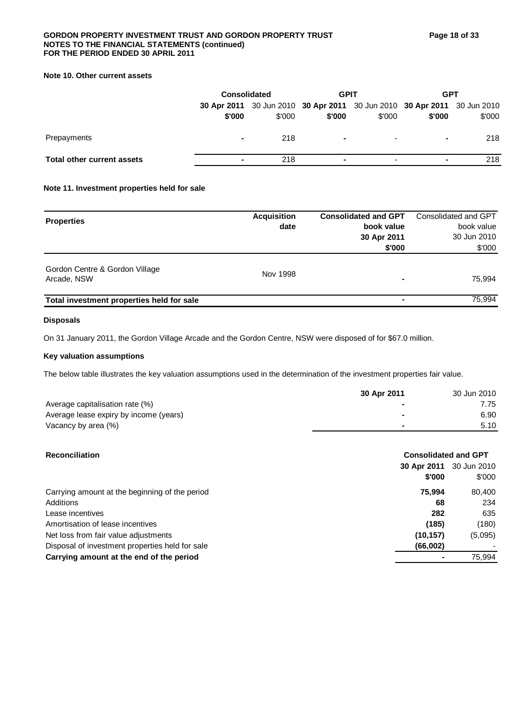## Note 10. Other current assets

| | Consolidated | | GPIT | | GPT | |
|---|---|---|---|---|---|---|
| | **30 Apr 2011** | 30 Jun 2010 | **30 Apr 2011** | 30 Jun 2010 | **30 Apr 2011** | 30 Jun 2010 |
| | **$'000** | $'000 | **$'000** | $'000 | **$'000** | $'000 |
| Prepayments | **-** | 218 | **-** | - | **-** | 218 |
| **Total other current assets** | **-** | 218 | **-** | - | **-** | 218 |

## Note 11. Investment properties held for sale

| **Properties** | **Acquisition date** | **Consolidated and GPT book value 30 Apr 2011 $'000** | Consolidated and GPT book value 30 Jun 2010 $'000 |
|---|---|---|---|
| Gordon Centre & Gordon Village Arcade, NSW | Nov 1998 | **-** | 75,994 |
| **Total investment properties held for sale** | | **-** | 75,994 |

### Disposals

On 31 January 2011, the Gordon Village Arcade and the Gordon Centre, NSW were disposed of for $67.0 million.

### Key valuation assumptions

The below table illustrates the key valuation assumptions used in the determination of the investment properties fair value.

| | **30 Apr 2011** | 30 Jun 2010 |
|---|---|---|
| Average capitalisation rate (%) | **-** | 7.75 |
| Average lease expiry by income (years) | **-** | 6.90 |
| Vacancy by area (%) | **-** | 5.10 |

| **Reconciliation** | **Consolidated and GPT** | |
|---|---|---|
| | **30 Apr 2011** | 30 Jun 2010 |
| | **$'000** | $'000 |
| Carrying amount at the beginning of the period | **75,994** | 80,400 |
| Additions | **68** | 234 |
| Lease incentives | **282** | 635 |
| Amortisation of lease incentives | **(185)** | (180) |
| Net loss from fair value adjustments | **(10,157)** | (5,095) |
| Disposal of investment properties held for sale | **(66,002)** | - |
| **Carrying amount at the end of the period** | **-** | 75,994 |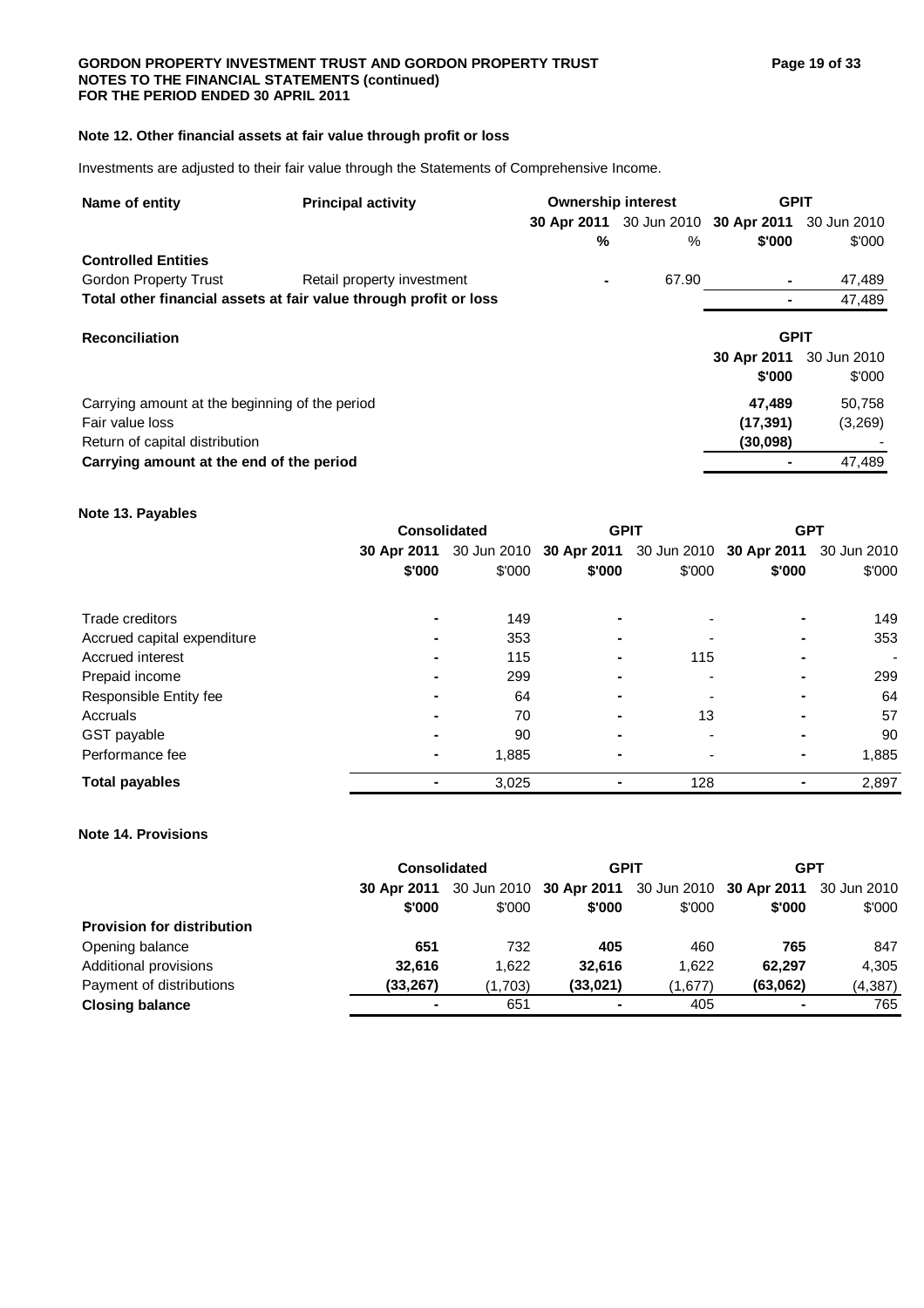## Note 12. Other financial assets at fair value through profit or loss

Investments are adjusted to their fair value through the Statements of Comprehensive Income.

| Name of entity | Principal activity | Ownership interest | | GPIT | |
|---|---|---|---|---|---|
| | | **30 Apr 2011** | 30 Jun 2010 | **30 Apr 2011** | 30 Jun 2010 |
| | | **%** | % | **\$'000** | \$'000 |
| **Controlled Entities** | | | | | |
| Gordon Property Trust | Retail property investment | **-** | 67.90 | **-** | 47,489 |
| **Total other financial assets at fair value through profit or loss** | | | | **-** | 47,489 |

| Reconciliation | GPIT | |
|---|---|---|
| | **30 Apr 2011** | 30 Jun 2010 |
| | **\$'000** | \$'000 |
| Carrying amount at the beginning of the period | **47,489** | 50,758 |
| Fair value loss | **(17,391)** | (3,269) |
| Return of capital distribution | **(30,098)** | - |
| **Carrying amount at the end of the period** | **-** | 47,489 |

## Note 13. Payables

| | Consolidated | | GPIT | | GPT | |
|---|---|---|---|---|---|---|
| | **30 Apr 2011** | 30 Jun 2010 | **30 Apr 2011** | 30 Jun 2010 | **30 Apr 2011** | 30 Jun 2010 |
| | **\$'000** | \$'000 | **\$'000** | \$'000 | **\$'000** | \$'000 |
| Trade creditors | **-** | 149 | **-** | - | **-** | 149 |
| Accrued capital expenditure | **-** | 353 | **-** | - | **-** | 353 |
| Accrued interest | **-** | 115 | **-** | 115 | **-** | - |
| Prepaid income | **-** | 299 | **-** | - | **-** | 299 |
| Responsible Entity fee | **-** | 64 | **-** | - | **-** | 64 |
| Accruals | **-** | 70 | **-** | 13 | **-** | 57 |
| GST payable | **-** | 90 | **-** | - | **-** | 90 |
| Performance fee | **-** | 1,885 | **-** | - | **-** | 1,885 |
| **Total payables** | **-** | 3,025 | **-** | 128 | **-** | 2,897 |

## Note 14. Provisions

| | Consolidated | | GPIT | | GPT | |
|---|---|---|---|---|---|---|
| | **30 Apr 2011** | 30 Jun 2010 | **30 Apr 2011** | 30 Jun 2010 | **30 Apr 2011** | 30 Jun 2010 |
| | **\$'000** | \$'000 | **\$'000** | \$'000 | **\$'000** | \$'000 |
| **Provision for distribution** | | | | | | |
| Opening balance | **651** | 732 | **405** | 460 | **765** | 847 |
| Additional provisions | **32,616** | 1,622 | **32,616** | 1,622 | **62,297** | 4,305 |
| Payment of distributions | **(33,267)** | (1,703) | **(33,021)** | (1,677) | **(63,062)** | (4,387) |
| **Closing balance** | **-** | 651 | **-** | 405 | **-** | 765 |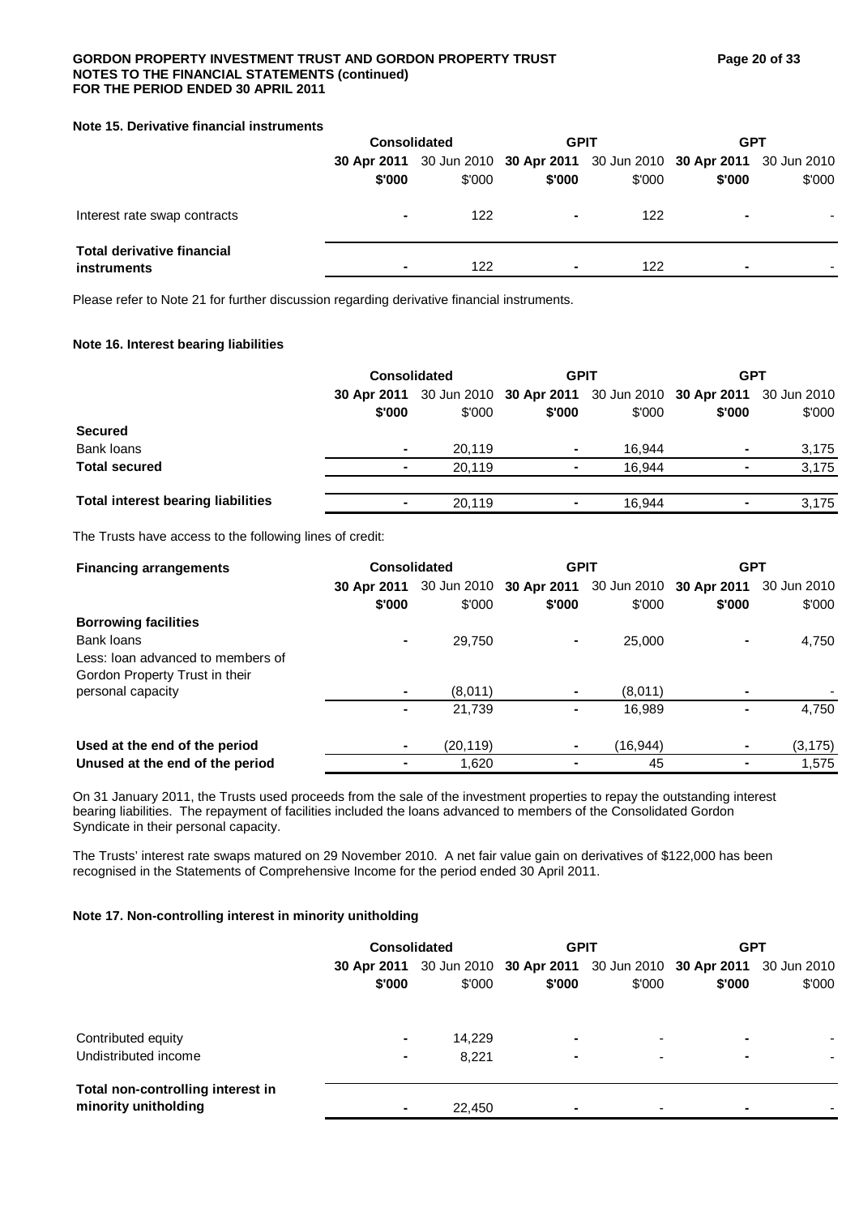#### Note 15. Derivative financial instruments

| | Consolidated | | GPIT | | GPT | |
|---|---|---|---|---|---|---|
| | **30 Apr 2011** | 30 Jun 2010 | **30 Apr 2011** | 30 Jun 2010 | **30 Apr 2011** | 30 Jun 2010 |
| | **\$'000** | \$'000 | **\$'000** | \$'000 | **\$'000** | \$'000 |
| Interest rate swap contracts | **-** | 122 | **-** | 122 | **-** | - |
| **Total derivative financial instruments** | **-** | 122 | **-** | 122 | **-** | - |

Please refer to Note 21 for further discussion regarding derivative financial instruments.

#### Note 16. Interest bearing liabilities

| | Consolidated | | GPIT | | GPT | |
|---|---|---|---|---|---|---|
| | **30 Apr 2011** | 30 Jun 2010 | **30 Apr 2011** | 30 Jun 2010 | **30 Apr 2011** | 30 Jun 2010 |
| | **\$'000** | \$'000 | **\$'000** | \$'000 | **\$'000** | \$'000 |
| **Secured** | | | | | | |
| Bank loans | **-** | 20,119 | **-** | 16,944 | **-** | 3,175 |
| **Total secured** | **-** | 20,119 | **-** | 16,944 | **-** | 3,175 |
| **Total interest bearing liabilities** | **-** | 20,119 | **-** | 16,944 | **-** | 3,175 |

The Trusts have access to the following lines of credit:

| **Financing arrangements** | Consolidated | | GPIT | | GPT | |
|---|---|---|---|---|---|---|
| | **30 Apr 2011** | 30 Jun 2010 | **30 Apr 2011** | 30 Jun 2010 | **30 Apr 2011** | 30 Jun 2010 |
| | **\$'000** | \$'000 | **\$'000** | \$'000 | **\$'000** | \$'000 |
| **Borrowing facilities** | | | | | | |
| Bank loans | **-** | 29,750 | **-** | 25,000 | **-** | 4,750 |
| Less: loan advanced to members of Gordon Property Trust in their personal capacity | **-** | (8,011) | **-** | (8,011) | **-** | - |
| | **-** | 21,739 | **-** | 16,989 | **-** | 4,750 |
| **Used at the end of the period** | **-** | (20,119) | **-** | (16,944) | **-** | (3,175) |
| **Unused at the end of the period** | **-** | 1,620 | **-** | 45 | **-** | 1,575 |

On 31 January 2011, the Trusts used proceeds from the sale of the investment properties to repay the outstanding interest bearing liabilities. The repayment of facilities included the loans advanced to members of the Consolidated Gordon Syndicate in their personal capacity.

The Trusts' interest rate swaps matured on 29 November 2010. A net fair value gain on derivatives of \$122,000 has been recognised in the Statements of Comprehensive Income for the period ended 30 April 2011.

#### Note 17. Non-controlling interest in minority unitholding

| | Consolidated | | GPIT | | GPT | |
|---|---|---|---|---|---|---|
| | **30 Apr 2011** | 30 Jun 2010 | **30 Apr 2011** | 30 Jun 2010 | **30 Apr 2011** | 30 Jun 2010 |
| | **\$'000** | \$'000 | **\$'000** | \$'000 | **\$'000** | \$'000 |
| Contributed equity | **-** | 14,229 | **-** | - | **-** | - |
| Undistributed income | **-** | 8,221 | **-** | - | **-** | - |
| **Total non-controlling interest in minority unitholding** | **-** | 22,450 | **-** | - | **-** | - |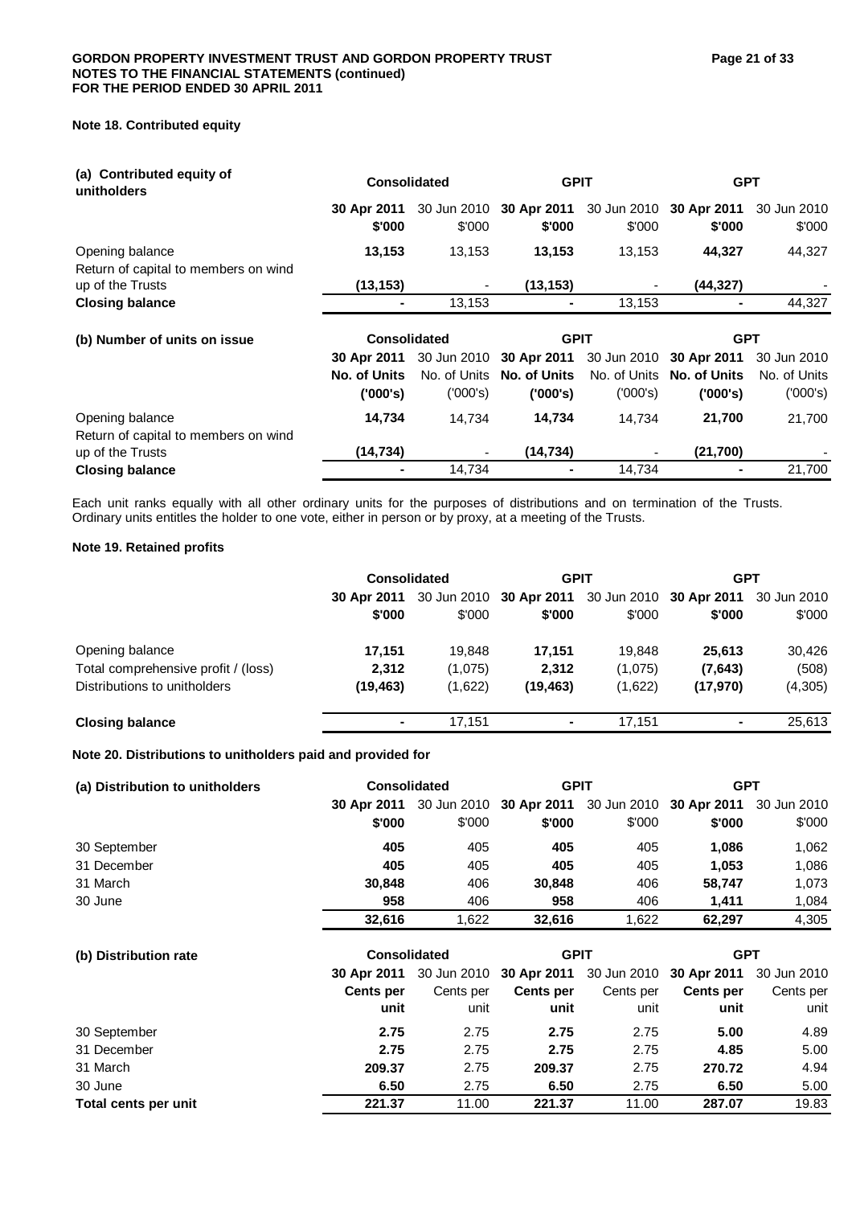## Note 18. Contributed equity

| (a) Contributed equity of unitholders | Consolidated | | GPIT | | GPT | |
|---|---|---|---|---|---|---|
| | **30 Apr 2011** | 30 Jun 2010 | **30 Apr 2011** | 30 Jun 2010 | **30 Apr 2011** | 30 Jun 2010 |
| | **$'000** | $'000 | **$'000** | $'000 | **$'000** | $'000 |
| Opening balance | **13,153** | 13,153 | **13,153** | 13,153 | **44,327** | 44,327 |
| Return of capital to members on wind up of the Trusts | **(13,153)** | - | **(13,153)** | - | **(44,327)** | - |
| **Closing balance** | **-** | 13,153 | **-** | 13,153 | **-** | 44,327 |

| (b) Number of units on issue | Consolidated | | GPIT | | GPT | |
|---|---|---|---|---|---|---|
| | **30 Apr 2011** | 30 Jun 2010 | **30 Apr 2011** | 30 Jun 2010 | **30 Apr 2011** | 30 Jun 2010 |
| | **No. of Units ('000's)** | No. of Units ('000's) | **No. of Units ('000's)** | No. of Units ('000's) | **No. of Units ('000's)** | No. of Units ('000's) |
| Opening balance | **14,734** | 14,734 | **14,734** | 14,734 | **21,700** | 21,700 |
| Return of capital to members on wind up of the Trusts | **(14,734)** | - | **(14,734)** | - | **(21,700)** | - |
| **Closing balance** | **-** | 14,734 | **-** | 14,734 | **-** | 21,700 |

Each unit ranks equally with all other ordinary units for the purposes of distributions and on termination of the Trusts. Ordinary units entitles the holder to one vote, either in person or by proxy, at a meeting of the Trusts.

## Note 19. Retained profits

| | Consolidated | | GPIT | | GPT | |
|---|---|---|---|---|---|---|
| | **30 Apr 2011** | 30 Jun 2010 | **30 Apr 2011** | 30 Jun 2010 | **30 Apr 2011** | 30 Jun 2010 |
| | **$'000** | $'000 | **$'000** | $'000 | **$'000** | $'000 |
| Opening balance | **17,151** | 19,848 | **17,151** | 19,848 | **25,613** | 30,426 |
| Total comprehensive profit / (loss) | **2,312** | (1,075) | **2,312** | (1,075) | **(7,643)** | (508) |
| Distributions to unitholders | **(19,463)** | (1,622) | **(19,463)** | (1,622) | **(17,970)** | (4,305) |
| **Closing balance** | **-** | 17,151 | **-** | 17,151 | **-** | 25,613 |

## Note 20. Distributions to unitholders paid and provided for

| (a) Distribution to unitholders | Consolidated | | GPIT | | GPT | |
|---|---|---|---|---|---|---|
| | **30 Apr 2011** | 30 Jun 2010 | **30 Apr 2011** | 30 Jun 2010 | **30 Apr 2011** | 30 Jun 2010 |
| | **$'000** | $'000 | **$'000** | $'000 | **$'000** | $'000 |
| 30 September | **405** | 405 | **405** | 405 | **1,086** | 1,062 |
| 31 December | **405** | 405 | **405** | 405 | **1,053** | 1,086 |
| 31 March | **30,848** | 406 | **30,848** | 406 | **58,747** | 1,073 |
| 30 June | **958** | 406 | **958** | 406 | **1,411** | 1,084 |
| | **32,616** | 1,622 | **32,616** | 1,622 | **62,297** | 4,305 |

| (b) Distribution rate | Consolidated | | GPIT | | GPT | |
|---|---|---|---|---|---|---|
| | **30 Apr 2011** | 30 Jun 2010 | **30 Apr 2011** | 30 Jun 2010 | **30 Apr 2011** | 30 Jun 2010 |
| | **Cents per unit** | Cents per unit | **Cents per unit** | Cents per unit | **Cents per unit** | Cents per unit |
| 30 September | **2.75** | 2.75 | **2.75** | 2.75 | **5.00** | 4.89 |
| 31 December | **2.75** | 2.75 | **2.75** | 2.75 | **4.85** | 5.00 |
| 31 March | **209.37** | 2.75 | **209.37** | 2.75 | **270.72** | 4.94 |
| 30 June | **6.50** | 2.75 | **6.50** | 2.75 | **6.50** | 5.00 |
| **Total cents per unit** | **221.37** | 11.00 | **221.37** | 11.00 | **287.07** | 19.83 |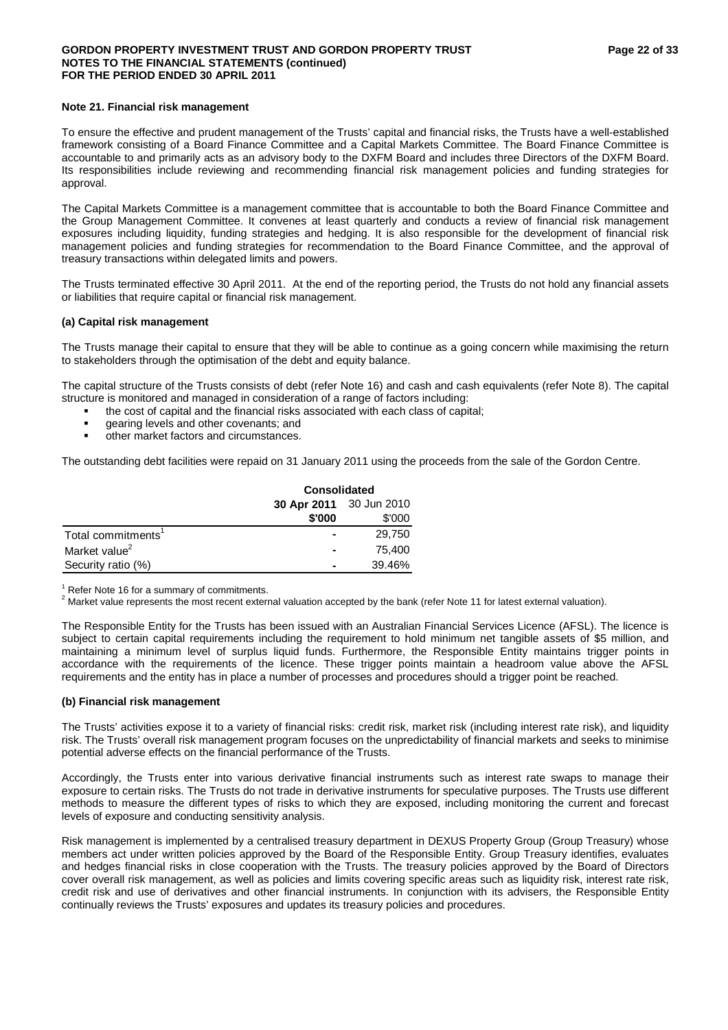### Note 21. Financial risk management

To ensure the effective and prudent management of the Trusts' capital and financial risks, the Trusts have a well-established framework consisting of a Board Finance Committee and a Capital Markets Committee. The Board Finance Committee is accountable to and primarily acts as an advisory body to the DXFM Board and includes three Directors of the DXFM Board. Its responsibilities include reviewing and recommending financial risk management policies and funding strategies for approval.

The Capital Markets Committee is a management committee that is accountable to both the Board Finance Committee and the Group Management Committee. It convenes at least quarterly and conducts a review of financial risk management exposures including liquidity, funding strategies and hedging. It is also responsible for the development of financial risk management policies and funding strategies for recommendation to the Board Finance Committee, and the approval of treasury transactions within delegated limits and powers.

The Trusts terminated effective 30 April 2011. At the end of the reporting period, the Trusts do not hold any financial assets or liabilities that require capital or financial risk management.

#### (a) Capital risk management

The Trusts manage their capital to ensure that they will be able to continue as a going concern while maximising the return to stakeholders through the optimisation of the debt and equity balance.

The capital structure of the Trusts consists of debt (refer Note 16) and cash and cash equivalents (refer Note 8). The capital structure is monitored and managed in consideration of a range of factors including:

- the cost of capital and the financial risks associated with each class of capital;
- gearing levels and other covenants; and
- other market factors and circumstances.

The outstanding debt facilities were repaid on 31 January 2011 using the proceeds from the sale of the Gordon Centre.

| | Consolidated | |
|---|---|---|
| | **30 Apr 2011** | 30 Jun 2010 |
| | **\$'000** | \$'000 |
| Total commitments[1] | - | 29,750 |
| Market value[2] | - | 75,400 |
| Security ratio (%) | - | 39.46% |

[1] Refer Note 16 for a summary of commitments.
[2] Market value represents the most recent external valuation accepted by the bank (refer Note 11 for latest external valuation).

The Responsible Entity for the Trusts has been issued with an Australian Financial Services Licence (AFSL). The licence is subject to certain capital requirements including the requirement to hold minimum net tangible assets of \$5 million, and maintaining a minimum level of surplus liquid funds. Furthermore, the Responsible Entity maintains trigger points in accordance with the requirements of the licence. These trigger points maintain a headroom value above the AFSL requirements and the entity has in place a number of processes and procedures should a trigger point be reached.

#### (b) Financial risk management

The Trusts' activities expose it to a variety of financial risks: credit risk, market risk (including interest rate risk), and liquidity risk. The Trusts' overall risk management program focuses on the unpredictability of financial markets and seeks to minimise potential adverse effects on the financial performance of the Trusts.

Accordingly, the Trusts enter into various derivative financial instruments such as interest rate swaps to manage their exposure to certain risks. The Trusts do not trade in derivative instruments for speculative purposes. The Trusts use different methods to measure the different types of risks to which they are exposed, including monitoring the current and forecast levels of exposure and conducting sensitivity analysis.

Risk management is implemented by a centralised treasury department in DEXUS Property Group (Group Treasury) whose members act under written policies approved by the Board of the Responsible Entity. Group Treasury identifies, evaluates and hedges financial risks in close cooperation with the Trusts. The treasury policies approved by the Board of Directors cover overall risk management, as well as policies and limits covering specific areas such as liquidity risk, interest rate risk, credit risk and use of derivatives and other financial instruments. In conjunction with its advisers, the Responsible Entity continually reviews the Trusts' exposures and updates its treasury policies and procedures.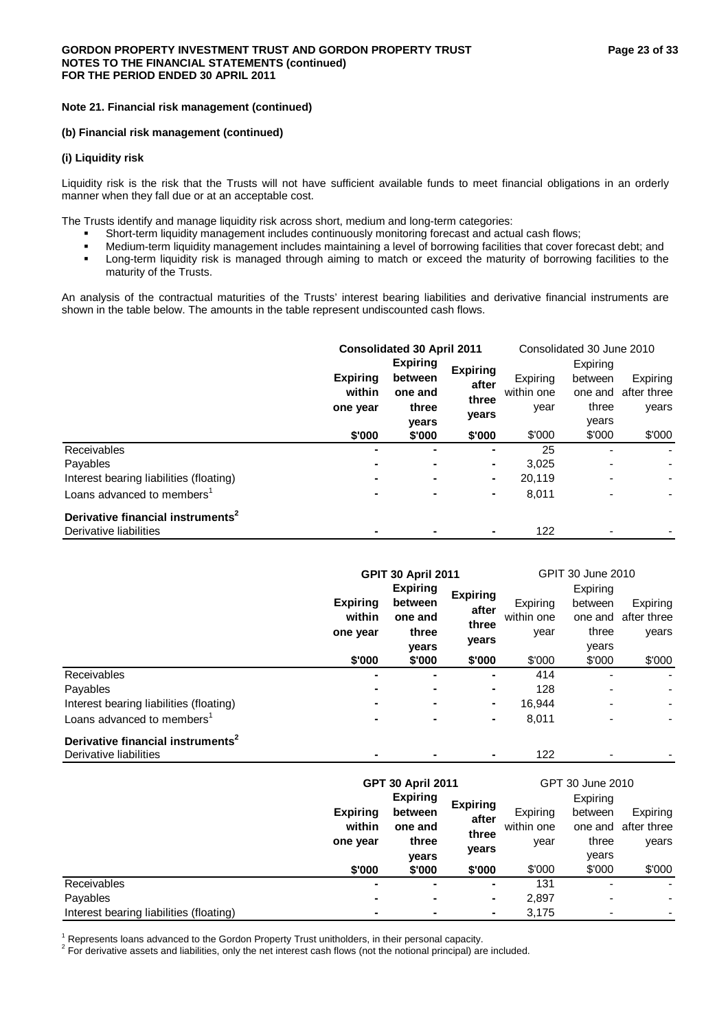**Note 21. Financial risk management (continued)**

**(b) Financial risk management (continued)**

**(i) Liquidity risk**

Liquidity risk is the risk that the Trusts will not have sufficient available funds to meet financial obligations in an orderly manner when they fall due or at an acceptable cost.

The Trusts identify and manage liquidity risk across short, medium and long-term categories:

- Short-term liquidity management includes continuously monitoring forecast and actual cash flows;
- Medium-term liquidity management includes maintaining a level of borrowing facilities that cover forecast debt; and
- Long-term liquidity risk is managed through aiming to match or exceed the maturity of borrowing facilities to the maturity of the Trusts.

An analysis of the contractual maturities of the Trusts' interest bearing liabilities and derivative financial instruments are shown in the table below. The amounts in the table represent undiscounted cash flows.

| | **Consolidated 30 April 2011** | | | Consolidated 30 June 2010 | | |
|---|---|---|---|---|---|---|
| | **Expiring within one year** | **Expiring between one and three years** | **Expiring after three years** | Expiring within one year | Expiring between one and three years | Expiring after three years |
| | **$'000** | **$'000** | **$'000** | $'000 | $'000 | $'000 |
| Receivables | - | - | - | 25 | - | - |
| Payables | - | - | - | 3,025 | - | - |
| Interest bearing liabilities (floating) | - | - | - | 20,119 | - | - |
| Loans advanced to members[1] | - | - | - | 8,011 | - | - |
| **Derivative financial instruments[2]** | | | | | | |
| Derivative liabilities | - | - | - | 122 | - | - |

| | **GPIT 30 April 2011** | | | GPIT 30 June 2010 | | |
|---|---|---|---|---|---|---|
| | **Expiring within one year** | **Expiring between one and three years** | **Expiring after three years** | Expiring within one year | Expiring between one and three years | Expiring after three years |
| | **$'000** | **$'000** | **$'000** | $'000 | $'000 | $'000 |
| Receivables | - | - | - | 414 | - | - |
| Payables | - | - | - | 128 | - | - |
| Interest bearing liabilities (floating) | - | - | - | 16,944 | - | - |
| Loans advanced to members[1] | - | - | - | 8,011 | - | - |
| **Derivative financial instruments[2]** | | | | | | |
| Derivative liabilities | - | - | - | 122 | - | - |

| | **GPT 30 April 2011** | | | GPT 30 June 2010 | | |
|---|---|---|---|---|---|---|
| | **Expiring within one year** | **Expiring between one and three years** | **Expiring after three years** | Expiring within one year | Expiring between one and three years | Expiring after three years |
| | **$'000** | **$'000** | **$'000** | $'000 | $'000 | $'000 |
| Receivables | - | - | - | 131 | - | - |
| Payables | - | - | - | 2,897 | - | - |
| Interest bearing liabilities (floating) | - | - | - | 3,175 | - | - |

[1] Represents loans advanced to the Gordon Property Trust unitholders, in their personal capacity.
[2] For derivative assets and liabilities, only the net interest cash flows (not the notional principal) are included.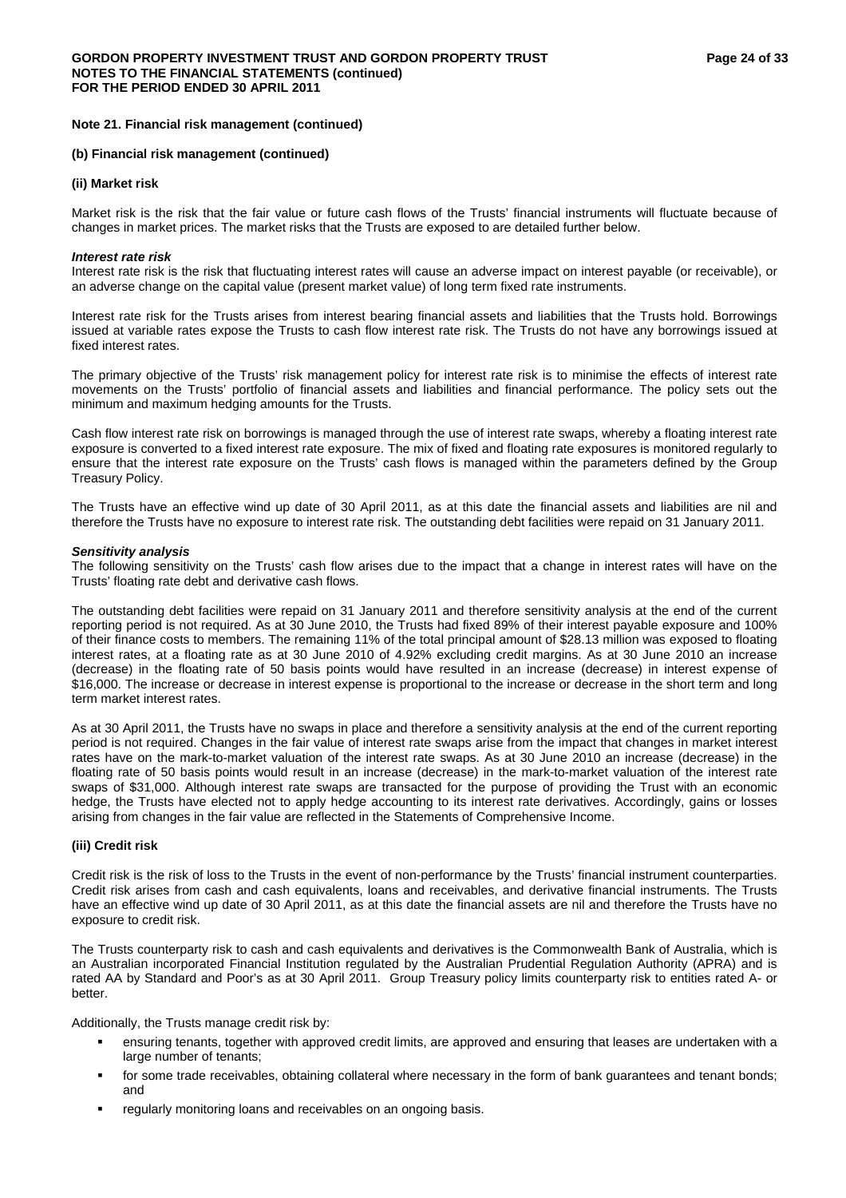**Note 21. Financial risk management (continued)**

**(b) Financial risk management (continued)**

**(ii) Market risk**

Market risk is the risk that the fair value or future cash flows of the Trusts' financial instruments will fluctuate because of changes in market prices. The market risks that the Trusts are exposed to are detailed further below.

***Interest rate risk***

Interest rate risk is the risk that fluctuating interest rates will cause an adverse impact on interest payable (or receivable), or an adverse change on the capital value (present market value) of long term fixed rate instruments.

Interest rate risk for the Trusts arises from interest bearing financial assets and liabilities that the Trusts hold. Borrowings issued at variable rates expose the Trusts to cash flow interest rate risk. The Trusts do not have any borrowings issued at fixed interest rates.

The primary objective of the Trusts' risk management policy for interest rate risk is to minimise the effects of interest rate movements on the Trusts' portfolio of financial assets and liabilities and financial performance. The policy sets out the minimum and maximum hedging amounts for the Trusts.

Cash flow interest rate risk on borrowings is managed through the use of interest rate swaps, whereby a floating interest rate exposure is converted to a fixed interest rate exposure. The mix of fixed and floating rate exposures is monitored regularly to ensure that the interest rate exposure on the Trusts' cash flows is managed within the parameters defined by the Group Treasury Policy.

The Trusts have an effective wind up date of 30 April 2011, as at this date the financial assets and liabilities are nil and therefore the Trusts have no exposure to interest rate risk. The outstanding debt facilities were repaid on 31 January 2011.

***Sensitivity analysis***

The following sensitivity on the Trusts' cash flow arises due to the impact that a change in interest rates will have on the Trusts' floating rate debt and derivative cash flows.

The outstanding debt facilities were repaid on 31 January 2011 and therefore sensitivity analysis at the end of the current reporting period is not required. As at 30 June 2010, the Trusts had fixed 89% of their interest payable exposure and 100% of their finance costs to members. The remaining 11% of the total principal amount of $28.13 million was exposed to floating interest rates, at a floating rate as at 30 June 2010 of 4.92% excluding credit margins. As at 30 June 2010 an increase (decrease) in the floating rate of 50 basis points would have resulted in an increase (decrease) in interest expense of $16,000. The increase or decrease in interest expense is proportional to the increase or decrease in the short term and long term market interest rates.

As at 30 April 2011, the Trusts have no swaps in place and therefore a sensitivity analysis at the end of the current reporting period is not required. Changes in the fair value of interest rate swaps arise from the impact that changes in market interest rates have on the mark-to-market valuation of the interest rate swaps. As at 30 June 2010 an increase (decrease) in the floating rate of 50 basis points would result in an increase (decrease) in the mark-to-market valuation of the interest rate swaps of $31,000. Although interest rate swaps are transacted for the purpose of providing the Trust with an economic hedge, the Trusts have elected not to apply hedge accounting to its interest rate derivatives. Accordingly, gains or losses arising from changes in the fair value are reflected in the Statements of Comprehensive Income.

**(iii) Credit risk**

Credit risk is the risk of loss to the Trusts in the event of non-performance by the Trusts' financial instrument counterparties. Credit risk arises from cash and cash equivalents, loans and receivables, and derivative financial instruments. The Trusts have an effective wind up date of 30 April 2011, as at this date the financial assets are nil and therefore the Trusts have no exposure to credit risk.

The Trusts counterparty risk to cash and cash equivalents and derivatives is the Commonwealth Bank of Australia, which is an Australian incorporated Financial Institution regulated by the Australian Prudential Regulation Authority (APRA) and is rated AA by Standard and Poor's as at 30 April 2011. Group Treasury policy limits counterparty risk to entities rated A- or better.

Additionally, the Trusts manage credit risk by:

- ensuring tenants, together with approved credit limits, are approved and ensuring that leases are undertaken with a large number of tenants;
- for some trade receivables, obtaining collateral where necessary in the form of bank guarantees and tenant bonds; and
- regularly monitoring loans and receivables on an ongoing basis.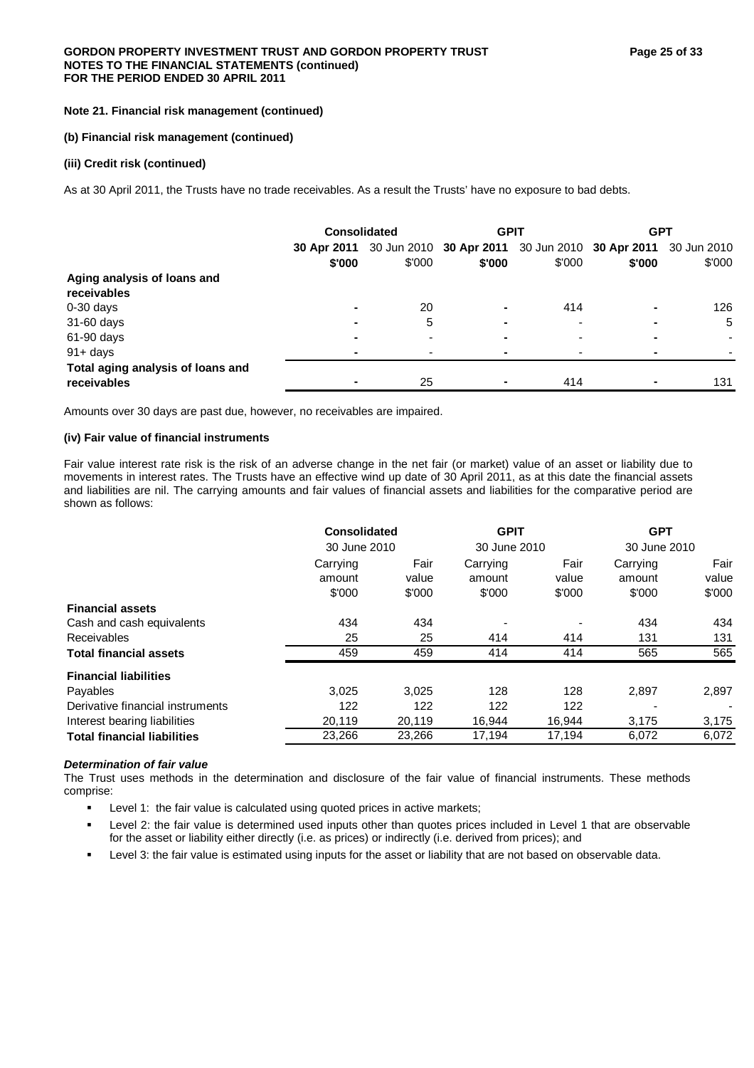#### Note 21. Financial risk management (continued)

#### (b) Financial risk management (continued)

#### (iii) Credit risk (continued)

As at 30 April 2011, the Trusts have no trade receivables. As a result the Trusts' have no exposure to bad debts.

| | Consolidated | | GPIT | | GPT | |
|---|---|---|---|---|---|---|
| | **30 Apr 2011** | 30 Jun 2010 | **30 Apr 2011** | 30 Jun 2010 | **30 Apr 2011** | 30 Jun 2010 |
| | **$'000** | $'000 | **$'000** | $'000 | **$'000** | $'000 |
| **Aging analysis of loans and receivables** | | | | | | |
| 0-30 days | **-** | 20 | **-** | 414 | **-** | 126 |
| 31-60 days | **-** | 5 | **-** | - | **-** | 5 |
| 61-90 days | **-** | - | **-** | - | **-** | - |
| 91+ days | **-** | - | **-** | - | **-** | - |
| **Total aging analysis of loans and receivables** | **-** | 25 | **-** | 414 | **-** | 131 |

Amounts over 30 days are past due, however, no receivables are impaired.

#### (iv) Fair value of financial instruments

Fair value interest rate risk is the risk of an adverse change in the net fair (or market) value of an asset or liability due to movements in interest rates. The Trusts have an effective wind up date of 30 April 2011, as at this date the financial assets and liabilities are nil. The carrying amounts and fair values of financial assets and liabilities for the comparative period are shown as follows:

| | Consolidated | | GPIT | | GPT | |
|---|---|---|---|---|---|---|
| | 30 June 2010 | | 30 June 2010 | | 30 June 2010 | |
| | Carrying amount | Fair value | Carrying amount | Fair value | Carrying amount | Fair value |
| | $'000 | $'000 | $'000 | $'000 | $'000 | $'000 |
| **Financial assets** | | | | | | |
| Cash and cash equivalents | 434 | 434 | - | - | 434 | 434 |
| Receivables | 25 | 25 | 414 | 414 | 131 | 131 |
| **Total financial assets** | 459 | 459 | 414 | 414 | 565 | 565 |
| **Financial liabilities** | | | | | | |
| Payables | 3,025 | 3,025 | 128 | 128 | 2,897 | 2,897 |
| Derivative financial instruments | 122 | 122 | 122 | 122 | - | - |
| Interest bearing liabilities | 20,119 | 20,119 | 16,944 | 16,944 | 3,175 | 3,175 |
| **Total financial liabilities** | 23,266 | 23,266 | 17,194 | 17,194 | 6,072 | 6,072 |

***Determination of fair value***

The Trust uses methods in the determination and disclosure of the fair value of financial instruments. These methods comprise:

- Level 1: the fair value is calculated using quoted prices in active markets;
- Level 2: the fair value is determined used inputs other than quotes prices included in Level 1 that are observable for the asset or liability either directly (i.e. as prices) or indirectly (i.e. derived from prices); and
- Level 3: the fair value is estimated using inputs for the asset or liability that are not based on observable data.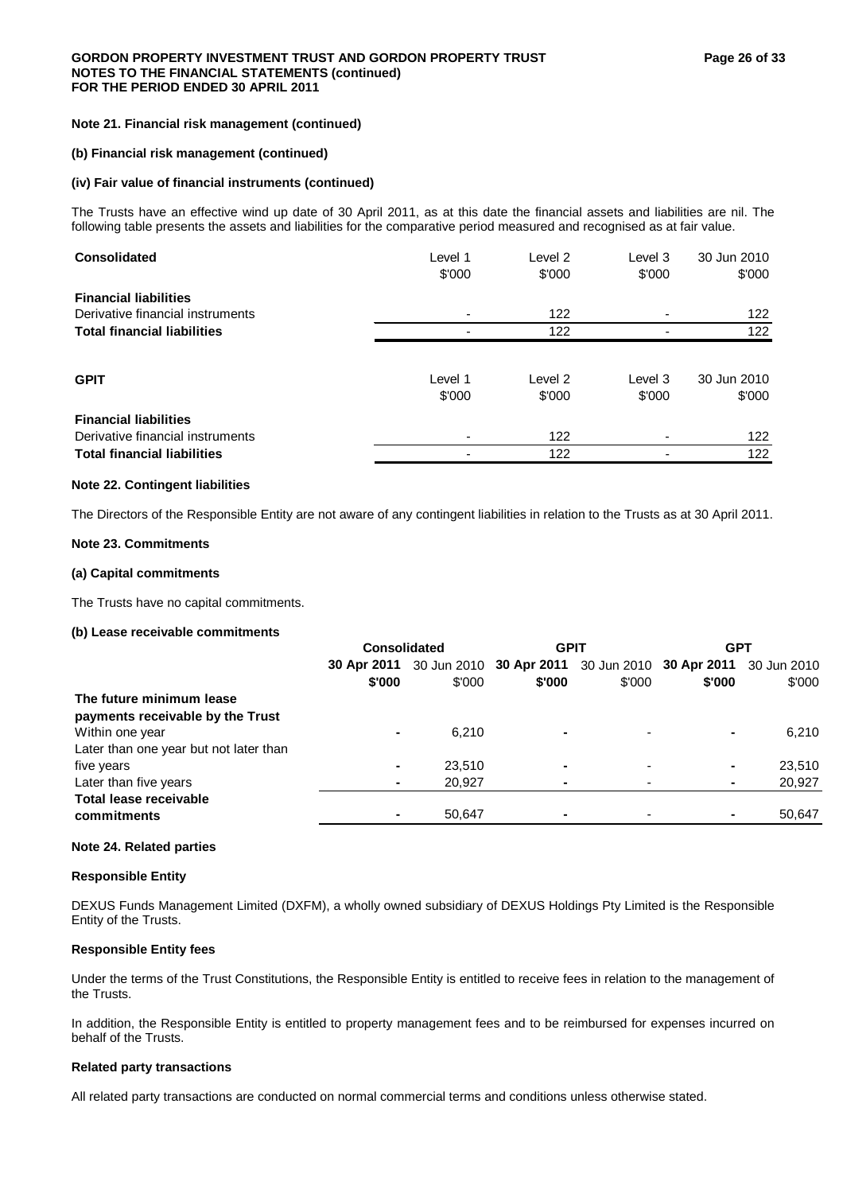#### Note 21. Financial risk management (continued)

#### (b) Financial risk management (continued)

#### (iv) Fair value of financial instruments (continued)

The Trusts have an effective wind up date of 30 April 2011, as at this date the financial assets and liabilities are nil. The following table presents the assets and liabilities for the comparative period measured and recognised as at fair value.

| **Consolidated** | Level 1<br>$'000 | Level 2<br>$'000 | Level 3<br>$'000 | 30 Jun 2010<br>$'000 |
|---|---|---|---|---|
| **Financial liabilities** | | | | |
| Derivative financial instruments | - | 122 | - | 122 |
| **Total financial liabilities** | - | 122 | - | 122 |

| **GPIT** | Level 1<br>$'000 | Level 2<br>$'000 | Level 3<br>$'000 | 30 Jun 2010<br>$'000 |
|---|---|---|---|---|
| **Financial liabilities** | | | | |
| Derivative financial instruments | - | 122 | - | 122 |
| **Total financial liabilities** | - | 122 | - | 122 |

#### Note 22. Contingent liabilities

The Directors of the Responsible Entity are not aware of any contingent liabilities in relation to the Trusts as at 30 April 2011.

#### Note 23. Commitments

#### (a) Capital commitments

The Trusts have no capital commitments.

#### (b) Lease receivable commitments

| | **Consolidated** | | **GPIT** | | **GPT** | |
|---|---|---|---|---|---|---|
| | **30 Apr 2011<br>$'000** | 30 Jun 2010<br>$'000 | **30 Apr 2011<br>$'000** | 30 Jun 2010<br>$'000 | **30 Apr 2011<br>$'000** | 30 Jun 2010<br>$'000 |
| **The future minimum lease payments receivable by the Trust** | | | | | | |
| Within one year | **-** | 6,210 | **-** | - | **-** | 6,210 |
| Later than one year but not later than five years | **-** | 23,510 | **-** | - | **-** | 23,510 |
| Later than five years | **-** | 20,927 | **-** | - | **-** | 20,927 |
| **Total lease receivable commitments** | **-** | 50,647 | **-** | - | **-** | 50,647 |

#### Note 24. Related parties

#### Responsible Entity

DEXUS Funds Management Limited (DXFM), a wholly owned subsidiary of DEXUS Holdings Pty Limited is the Responsible Entity of the Trusts.

#### Responsible Entity fees

Under the terms of the Trust Constitutions, the Responsible Entity is entitled to receive fees in relation to the management of the Trusts.

In addition, the Responsible Entity is entitled to property management fees and to be reimbursed for expenses incurred on behalf of the Trusts.

#### Related party transactions

All related party transactions are conducted on normal commercial terms and conditions unless otherwise stated.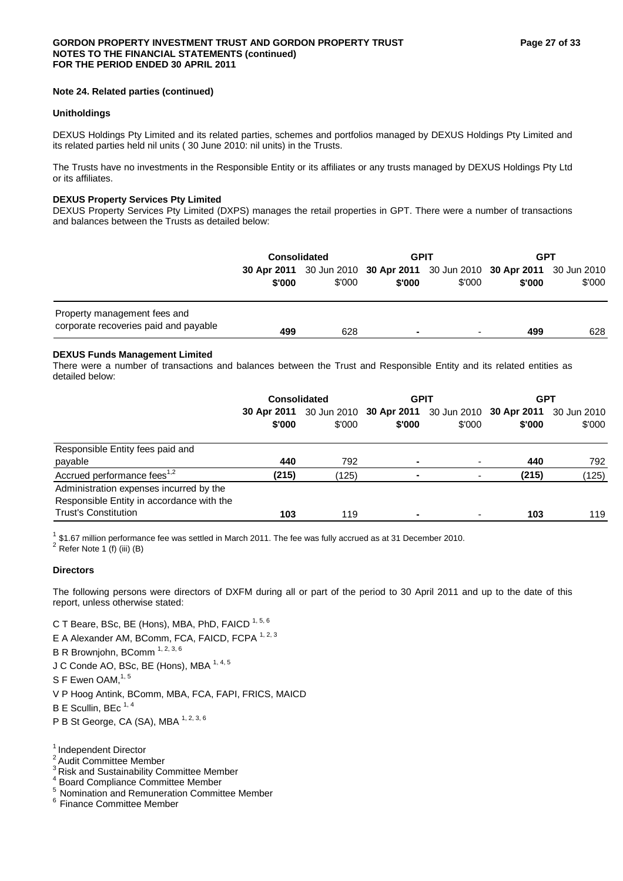### Note 24. Related parties (continued)

#### Unitholdings

DEXUS Holdings Pty Limited and its related parties, schemes and portfolios managed by DEXUS Holdings Pty Limited and its related parties held nil units ( 30 June 2010: nil units) in the Trusts.

The Trusts have no investments in the Responsible Entity or its affiliates or any trusts managed by DEXUS Holdings Pty Ltd or its affiliates.

#### DEXUS Property Services Pty Limited

DEXUS Property Services Pty Limited (DXPS) manages the retail properties in GPT. There were a number of transactions and balances between the Trusts as detailed below:

| | Consolidated | | GPIT | | GPT | |
|---|---|---|---|---|---|---|
| | **30 Apr 2011** | 30 Jun 2010 | **30 Apr 2011** | 30 Jun 2010 | **30 Apr 2011** | 30 Jun 2010 |
| | **$'000** | $'000 | **$'000** | $'000 | **$'000** | $'000 |
| Property management fees and corporate recoveries paid and payable | **499** | 628 | **-** | - | **499** | 628 |

#### DEXUS Funds Management Limited

There were a number of transactions and balances between the Trust and Responsible Entity and its related entities as detailed below:

| | Consolidated | | GPIT | | GPT | |
|---|---|---|---|---|---|---|
| | **30 Apr 2011** | 30 Jun 2010 | **30 Apr 2011** | 30 Jun 2010 | **30 Apr 2011** | 30 Jun 2010 |
| | **$'000** | $'000 | **$'000** | $'000 | **$'000** | $'000 |
| Responsible Entity fees paid and payable | **440** | 792 | **-** | - | **440** | 792 |
| Accrued performance fees[1,2] | **(215)** | (125) | **-** | - | **(215)** | (125) |
| Administration expenses incurred by the Responsible Entity in accordance with the Trust's Constitution | **103** | 119 | **-** | - | **103** | 119 |

[1] $1.67 million performance fee was settled in March 2011. The fee was fully accrued as at 31 December 2010.
[2] Refer Note 1 (f) (iii) (B)

#### Directors

The following persons were directors of DXFM during all or part of the period to 30 April 2011 and up to the date of this report, unless otherwise stated:

C T Beare, BSc, BE (Hons), MBA, PhD, FAICD [1, 5, 6]
E A Alexander AM, BComm, FCA, FAICD, FCPA [1, 2, 3]
B R Brownjohn, BComm [1, 2, 3, 6]
J C Conde AO, BSc, BE (Hons), MBA [1, 4, 5]
S F Ewen OAM,[1, 5]
V P Hoog Antink, BComm, MBA, FCA, FAPI, FRICS, MAICD
B E Scullin, BEc [1, 4]
P B St George, CA (SA), MBA [1, 2, 3, 6]

[1] Independent Director
[2] Audit Committee Member
[3] Risk and Sustainability Committee Member
[4] Board Compliance Committee Member
[5] Nomination and Remuneration Committee Member
[6] Finance Committee Member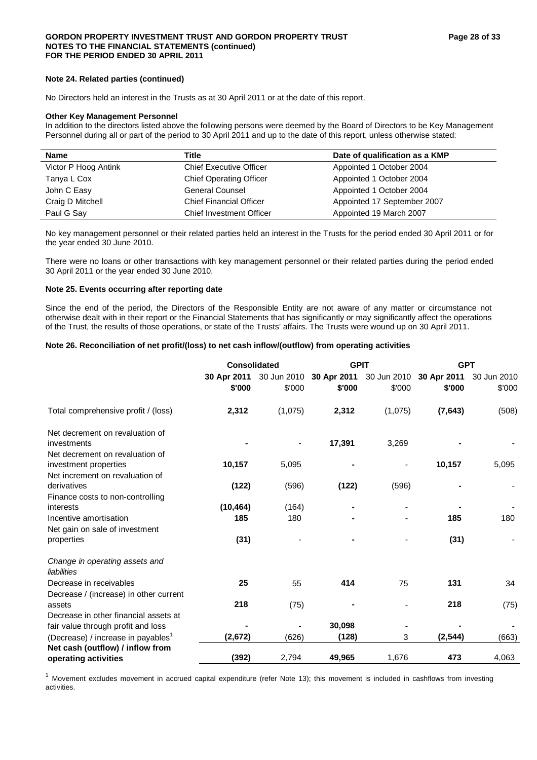### Note 24. Related parties (continued)

No Directors held an interest in the Trusts as at 30 April 2011 or at the date of this report.

**Other Key Management Personnel**

In addition to the directors listed above the following persons were deemed by the Board of Directors to be Key Management Personnel during all or part of the period to 30 April 2011 and up to the date of this report, unless otherwise stated:

| Name | Title | Date of qualification as a KMP |
|---|---|---|
| Victor P Hoog Antink | Chief Executive Officer | Appointed 1 October 2004 |
| Tanya L Cox | Chief Operating Officer | Appointed 1 October 2004 |
| John C Easy | General Counsel | Appointed 1 October 2004 |
| Craig D Mitchell | Chief Financial Officer | Appointed 17 September 2007 |
| Paul G Say | Chief Investment Officer | Appointed 19 March 2007 |

No key management personnel or their related parties held an interest in the Trusts for the period ended 30 April 2011 or for the year ended 30 June 2010.

There were no loans or other transactions with key management personnel or their related parties during the period ended 30 April 2011 or the year ended 30 June 2010.

### Note 25. Events occurring after reporting date

Since the end of the period, the Directors of the Responsible Entity are not aware of any matter or circumstance not otherwise dealt with in their report or the Financial Statements that has significantly or may significantly affect the operations of the Trust, the results of those operations, or state of the Trusts' affairs. The Trusts were wound up on 30 April 2011.

### Note 26. Reconciliation of net profit/(loss) to net cash inflow/(outflow) from operating activities

| | Consolidated | | GPIT | | GPT | |
|---|---|---|---|---|---|---|
| | **30 Apr 2011 $'000** | 30 Jun 2010 $'000 | **30 Apr 2011 $'000** | 30 Jun 2010 $'000 | **30 Apr 2011 $'000** | 30 Jun 2010 $'000 |
| Total comprehensive profit / (loss) | **2,312** | (1,075) | **2,312** | (1,075) | **(7,643)** | (508) |
| Net decrement on revaluation of investments | **-** | - | **17,391** | 3,269 | **-** | - |
| Net decrement on revaluation of investment properties | **10,157** | 5,095 | **-** | - | **10,157** | 5,095 |
| Net increment on revaluation of derivatives | **(122)** | (596) | **(122)** | (596) | **-** | - |
| Finance costs to non-controlling interests | **(10,464)** | (164) | **-** | - | **-** | - |
| Incentive amortisation | **185** | 180 | **-** | - | **185** | 180 |
| Net gain on sale of investment properties | **(31)** | - | **-** | - | **(31)** | - |
| *Change in operating assets and liabilities* | | | | | | |
| Decrease in receivables | **25** | 55 | **414** | 75 | **131** | 34 |
| Decrease / (increase) in other current assets | **218** | (75) | **-** | - | **218** | (75) |
| Decrease in other financial assets at fair value through profit and loss | **-** | - | **30,098** | - | **-** | - |
| (Decrease) / increase in payables[1] | **(2,672)** | (626) | **(128)** | 3 | **(2,544)** | (663) |
| **Net cash (outflow) / inflow from operating activities** | **(392)** | 2,794 | **49,965** | 1,676 | **473** | 4,063 |

[1] Movement excludes movement in accrued capital expenditure (refer Note 13); this movement is included in cashflows from investing activities.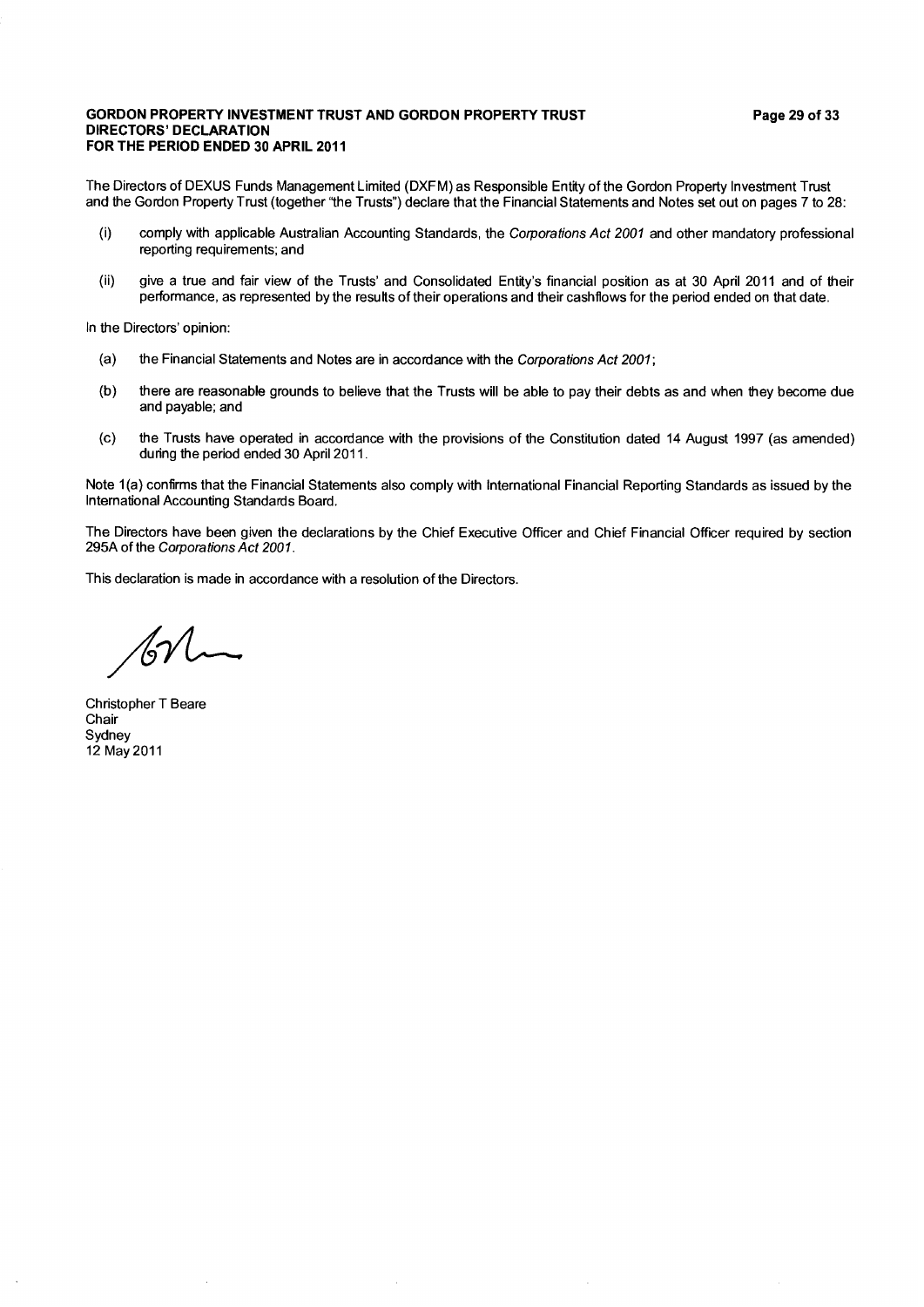**GORDON PROPERTY INVESTMENT TRUST AND GORDON PROPERTY TRUST**
**DIRECTORS' DECLARATION**
**FOR THE PERIOD ENDED 30 APRIL 2011**

The Directors of DEXUS Funds Management Limited (DXFM) as Responsible Entity of the Gordon Property Investment Trust and the Gordon Property Trust (together "the Trusts") declare that the Financial Statements and Notes set out on pages 7 to 28:

(i) comply with applicable Australian Accounting Standards, the *Corporations Act 2001* and other mandatory professional reporting requirements; and

(ii) give a true and fair view of the Trusts' and Consolidated Entity's financial position as at 30 April 2011 and of their performance, as represented by the results of their operations and their cashflows for the period ended on that date.

In the Directors' opinion:

(a) the Financial Statements and Notes are in accordance with the *Corporations Act 2001*;

(b) there are reasonable grounds to believe that the Trusts will be able to pay their debts as and when they become due and payable; and

(c) the Trusts have operated in accordance with the provisions of the Constitution dated 14 August 1997 (as amended) during the period ended 30 April 2011.

Note 1(a) confirms that the Financial Statements also comply with International Financial Reporting Standards as issued by the International Accounting Standards Board.

The Directors have been given the declarations by the Chief Executive Officer and Chief Financial Officer required by section 295A of the *Corporations Act 2001*.

This declaration is made in accordance with a resolution of the Directors.

Christopher T Beare
Chair
Sydney
12 May 2011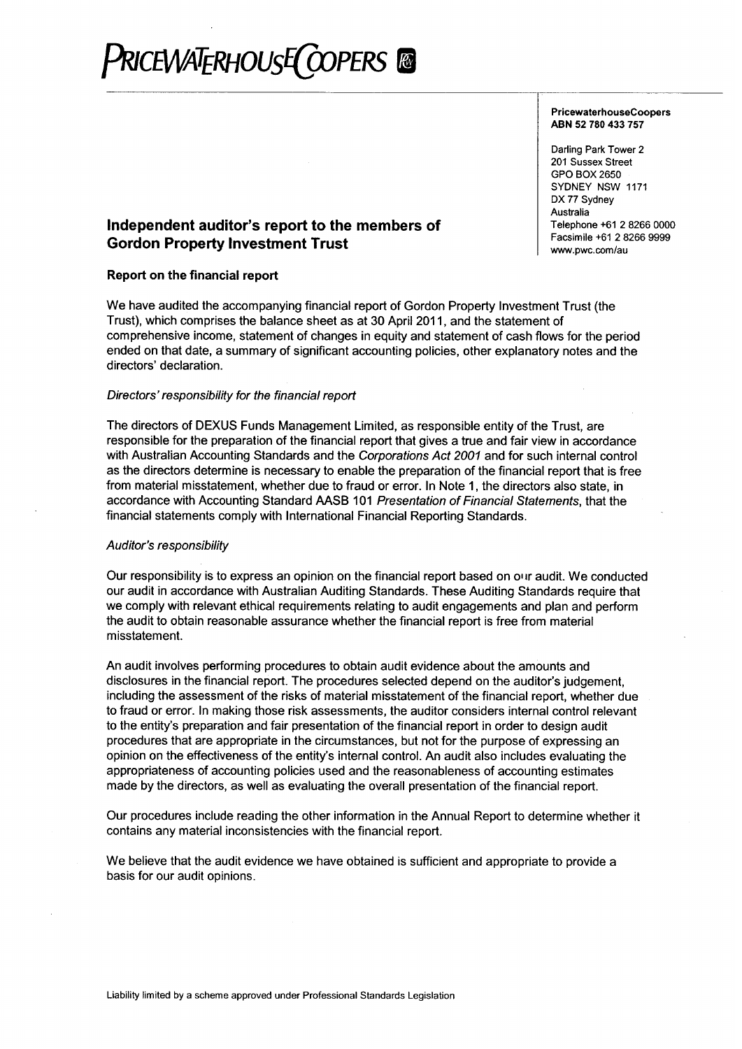**PRICEWATERHOUSECOOPERS**

**PricewaterhouseCoopers**
**ABN 52 780 433 757**

Darling Park Tower 2
201 Sussex Street
GPO BOX 2650
SYDNEY NSW 1171
DX 77 Sydney
Australia
Telephone +61 2 8266 0000
Facsimile +61 2 8266 9999
www.pwc.com/au

## Independent auditor's report to the members of Gordon Property Investment Trust

### Report on the financial report

We have audited the accompanying financial report of Gordon Property Investment Trust (the Trust), which comprises the balance sheet as at 30 April 2011, and the statement of comprehensive income, statement of changes in equity and statement of cash flows for the period ended on that date, a summary of significant accounting policies, other explanatory notes and the directors' declaration.

*Directors' responsibility for the financial report*

The directors of DEXUS Funds Management Limited, as responsible entity of the Trust, are responsible for the preparation of the financial report that gives a true and fair view in accordance with Australian Accounting Standards and the *Corporations Act 2001* and for such internal control as the directors determine is necessary to enable the preparation of the financial report that is free from material misstatement, whether due to fraud or error. In Note 1, the directors also state, in accordance with Accounting Standard AASB 101 *Presentation of Financial Statements*, that the financial statements comply with International Financial Reporting Standards.

*Auditor's responsibility*

Our responsibility is to express an opinion on the financial report based on our audit. We conducted our audit in accordance with Australian Auditing Standards. These Auditing Standards require that we comply with relevant ethical requirements relating to audit engagements and plan and perform the audit to obtain reasonable assurance whether the financial report is free from material misstatement.

An audit involves performing procedures to obtain audit evidence about the amounts and disclosures in the financial report. The procedures selected depend on the auditor's judgement, including the assessment of the risks of material misstatement of the financial report, whether due to fraud or error. In making those risk assessments, the auditor considers internal control relevant to the entity's preparation and fair presentation of the financial report in order to design audit procedures that are appropriate in the circumstances, but not for the purpose of expressing an opinion on the effectiveness of the entity's internal control. An audit also includes evaluating the appropriateness of accounting policies used and the reasonableness of accounting estimates made by the directors, as well as evaluating the overall presentation of the financial report.

Our procedures include reading the other information in the Annual Report to determine whether it contains any material inconsistencies with the financial report.

We believe that the audit evidence we have obtained is sufficient and appropriate to provide a basis for our audit opinions.

Liability limited by a scheme approved under Professional Standards Legislation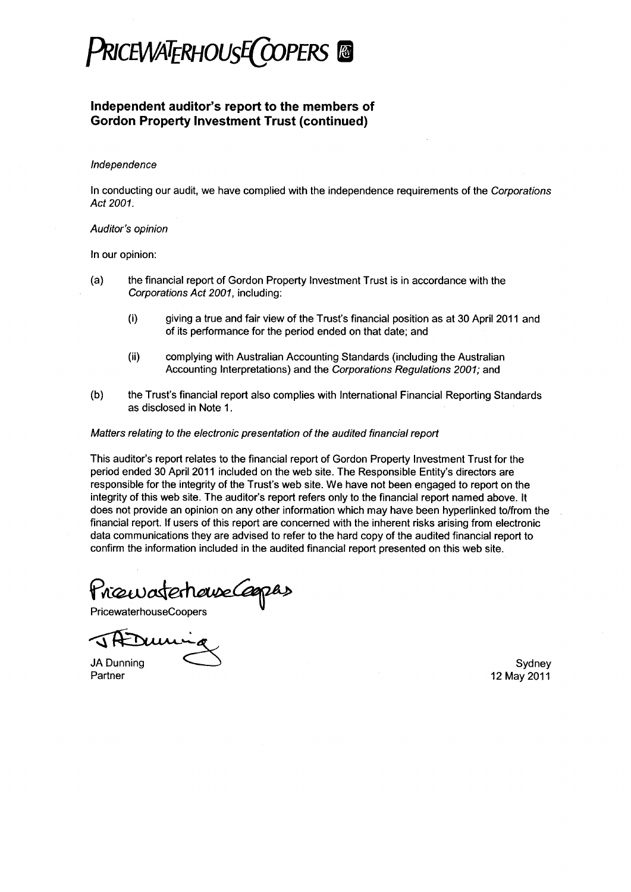**PRICEWATERHOUSECOOPERS**

## Independent auditor's report to the members of Gordon Property Investment Trust (continued)

*Independence*

In conducting our audit, we have complied with the independence requirements of the *Corporations Act 2001*.

*Auditor's opinion*

In our opinion:

(a) the financial report of Gordon Property Investment Trust is in accordance with the *Corporations Act 2001*, including:

 (i) giving a true and fair view of the Trust's financial position as at 30 April 2011 and of its performance for the period ended on that date; and

 (ii) complying with Australian Accounting Standards (including the Australian Accounting Interpretations) and the *Corporations Regulations 2001;* and

(b) the Trust's financial report also complies with International Financial Reporting Standards as disclosed in Note 1.

*Matters relating to the electronic presentation of the audited financial report*

This auditor's report relates to the financial report of Gordon Property Investment Trust for the period ended 30 April 2011 included on the web site. The Responsible Entity's directors are responsible for the integrity of the Trust's web site. We have not been engaged to report on the integrity of this web site. The auditor's report refers only to the financial report named above. It does not provide an opinion on any other information which may have been hyperlinked to/from the financial report. If users of this report are concerned with the inherent risks arising from electronic data communications they are advised to refer to the hard copy of the audited financial report to confirm the information included in the audited financial report presented on this web site.

PricewaterhouseCoopers

PricewaterhouseCoopers

JA Dunning

JA Dunning
Partner

Sydney
12 May 2011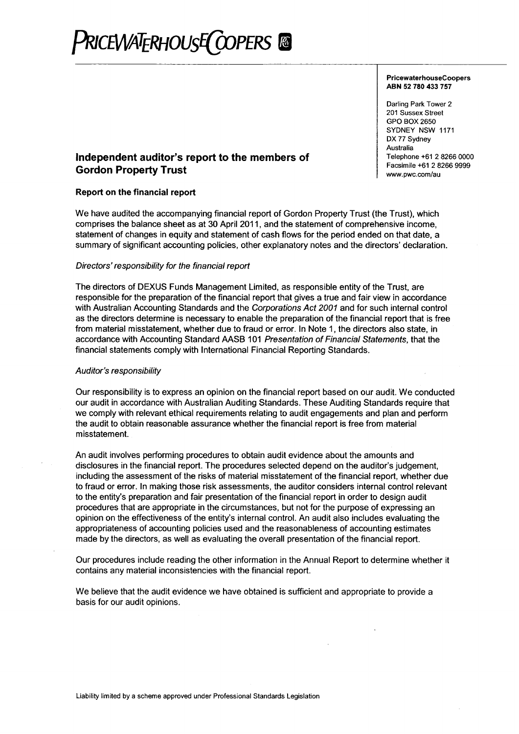**PRICEWATERHOUSECOOPERS**

**PricewaterhouseCoopers**
**ABN 52 780 433 757**

Darling Park Tower 2
201 Sussex Street
GPO BOX 2650
SYDNEY NSW 1171
DX 77 Sydney
Australia
Telephone +61 2 8266 0000
Facsimile +61 2 8266 9999
www.pwc.com/au

## Independent auditor's report to the members of Gordon Property Trust

### Report on the financial report

We have audited the accompanying financial report of Gordon Property Trust (the Trust), which comprises the balance sheet as at 30 April 2011, and the statement of comprehensive income, statement of changes in equity and statement of cash flows for the period ended on that date, a summary of significant accounting policies, other explanatory notes and the directors' declaration.

*Directors' responsibility for the financial report*

The directors of DEXUS Funds Management Limited, as responsible entity of the Trust, are responsible for the preparation of the financial report that gives a true and fair view in accordance with Australian Accounting Standards and the *Corporations Act 2001* and for such internal control as the directors determine is necessary to enable the preparation of the financial report that is free from material misstatement, whether due to fraud or error. In Note 1, the directors also state, in accordance with Accounting Standard AASB 101 *Presentation of Financial Statements*, that the financial statements comply with International Financial Reporting Standards.

*Auditor's responsibility*

Our responsibility is to express an opinion on the financial report based on our audit. We conducted our audit in accordance with Australian Auditing Standards. These Auditing Standards require that we comply with relevant ethical requirements relating to audit engagements and plan and perform the audit to obtain reasonable assurance whether the financial report is free from material misstatement.

An audit involves performing procedures to obtain audit evidence about the amounts and disclosures in the financial report. The procedures selected depend on the auditor's judgement, including the assessment of the risks of material misstatement of the financial report, whether due to fraud or error. In making those risk assessments, the auditor considers internal control relevant to the entity's preparation and fair presentation of the financial report in order to design audit procedures that are appropriate in the circumstances, but not for the purpose of expressing an opinion on the effectiveness of the entity's internal control. An audit also includes evaluating the appropriateness of accounting policies used and the reasonableness of accounting estimates made by the directors, as well as evaluating the overall presentation of the financial report.

Our procedures include reading the other information in the Annual Report to determine whether it contains any material inconsistencies with the financial report.

We believe that the audit evidence we have obtained is sufficient and appropriate to provide a basis for our audit opinions.

Liability limited by a scheme approved under Professional Standards Legislation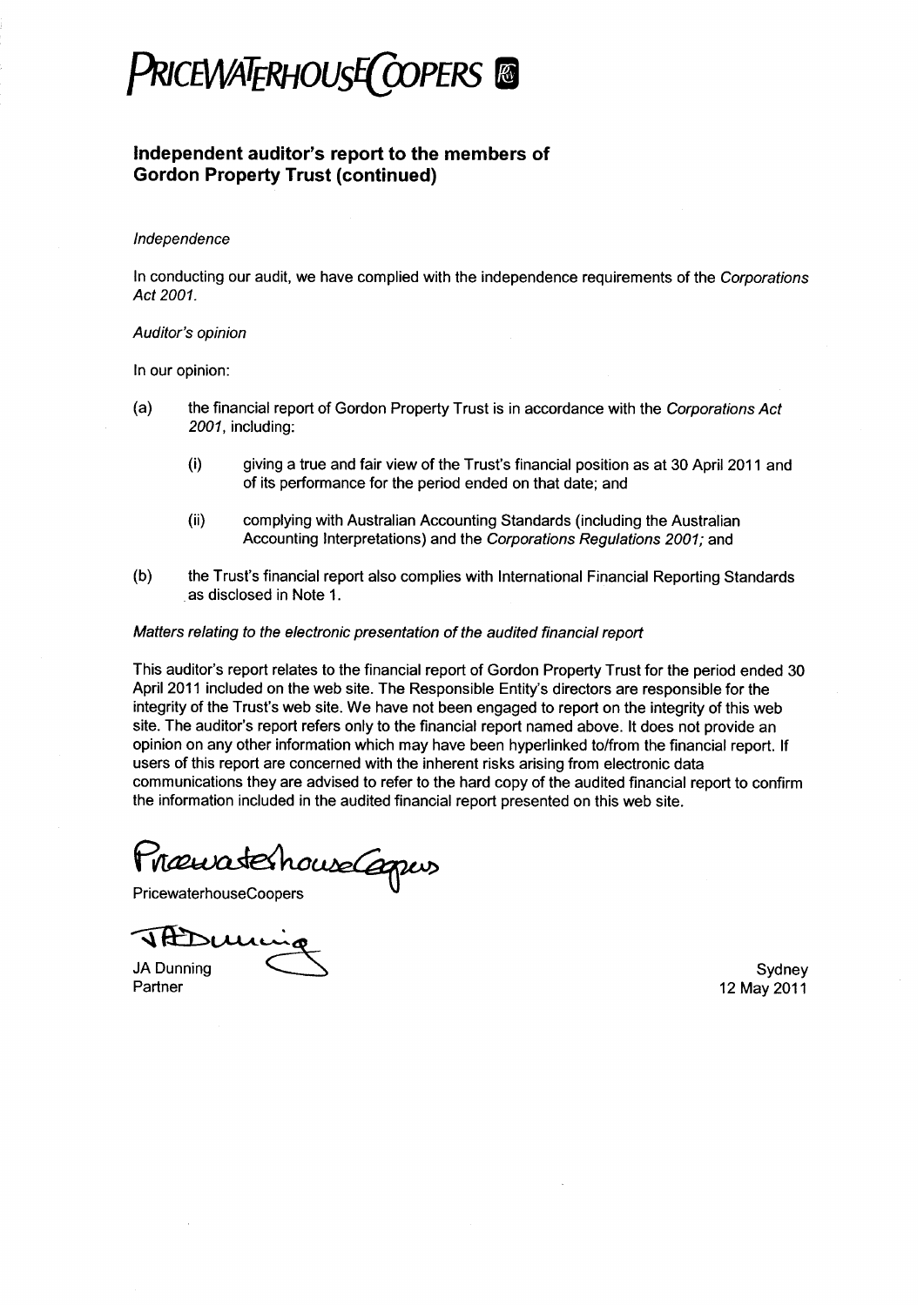# PRICEWATERHOUSECOOPERS

## Independent auditor's report to the members of Gordon Property Trust (continued)

*Independence*

In conducting our audit, we have complied with the independence requirements of the *Corporations Act 2001*.

*Auditor's opinion*

In our opinion:

(a) the financial report of Gordon Property Trust is in accordance with the *Corporations Act 2001*, including:

   (i) giving a true and fair view of the Trust's financial position as at 30 April 2011 and of its performance for the period ended on that date; and

   (ii) complying with Australian Accounting Standards (including the Australian Accounting Interpretations) and the *Corporations Regulations 2001;* and

(b) the Trust's financial report also complies with International Financial Reporting Standards as disclosed in Note 1.

*Matters relating to the electronic presentation of the audited financial report*

This auditor's report relates to the financial report of Gordon Property Trust for the period ended 30 April 2011 included on the web site. The Responsible Entity's directors are responsible for the integrity of the Trust's web site. We have not been engaged to report on the integrity of this web site. The auditor's report refers only to the financial report named above. It does not provide an opinion on any other information which may have been hyperlinked to/from the financial report. If users of this report are concerned with the inherent risks arising from electronic data communications they are advised to refer to the hard copy of the audited financial report to confirm the information included in the audited financial report presented on this web site.

PricewaterhouseCoopers

PricewaterhouseCoopers

JA Dunning
Partner

Sydney
12 May 2011